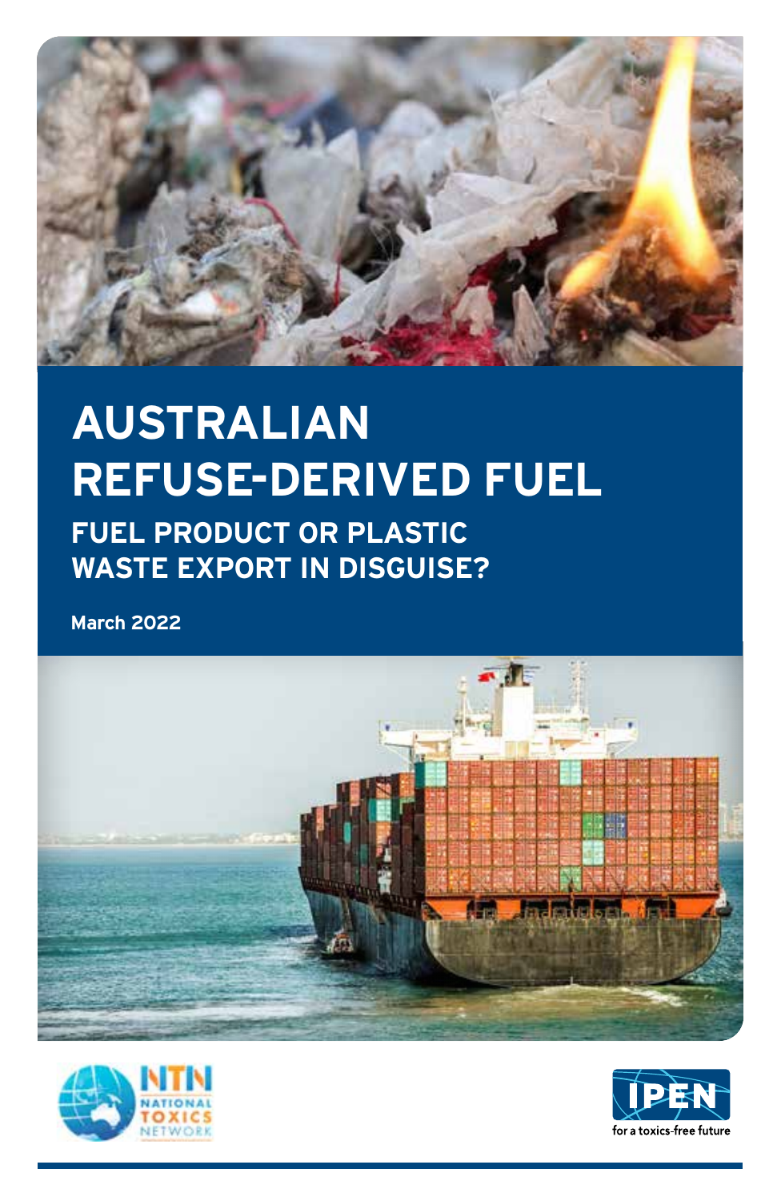# AUSTRALIAN REFUSE-DERIVED FUEL

## FUEL PRODUCT OR PLASTIC WASTE EXPORT IN DISGUISE?

**March 2022**

NTN NATIONAL TOXICS NETWORK

IPEN for a toxics-free future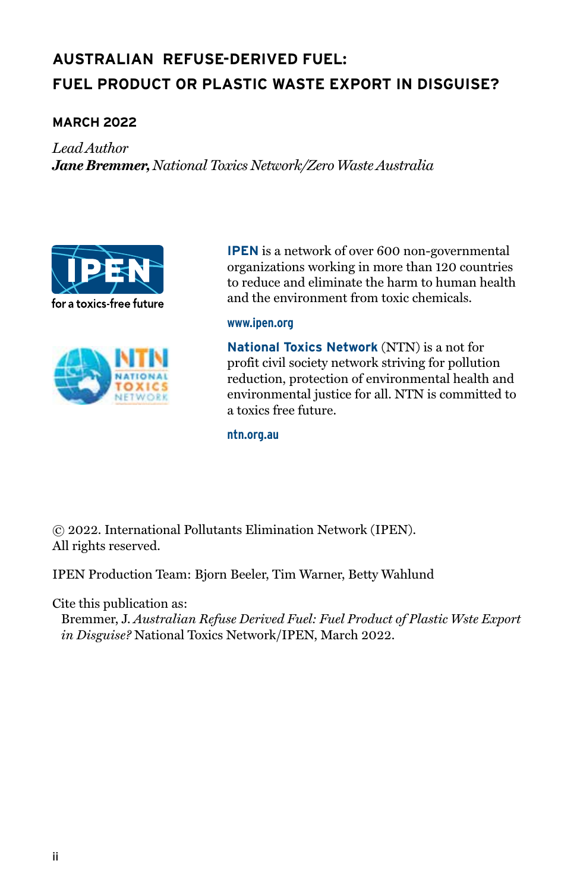# AUSTRALIAN REFUSE-DERIVED FUEL: FUEL PRODUCT OR PLASTIC WASTE EXPORT IN DISGUISE?

**MARCH 2022**

*Lead Author*
***Jane Bremmer,** National Toxics Network/Zero Waste Australia*

**IPEN** is a network of over 600 non-governmental organizations working in more than 120 countries to reduce and eliminate the harm to human health and the environment from toxic chemicals.

**www.ipen.org**

**National Toxics Network** (NTN) is a not for profit civil society network striving for pollution reduction, protection of environmental health and environmental justice for all. NTN is committed to a toxics free future.

**ntn.org.au**

© 2022. International Pollutants Elimination Network (IPEN). All rights reserved.

IPEN Production Team: Bjorn Beeler, Tim Warner, Betty Wahlund

Cite this publication as:
Bremmer, J. *Australian Refuse Derived Fuel: Fuel Product of Plastic Wste Export in Disguise?* National Toxics Network/IPEN, March 2022.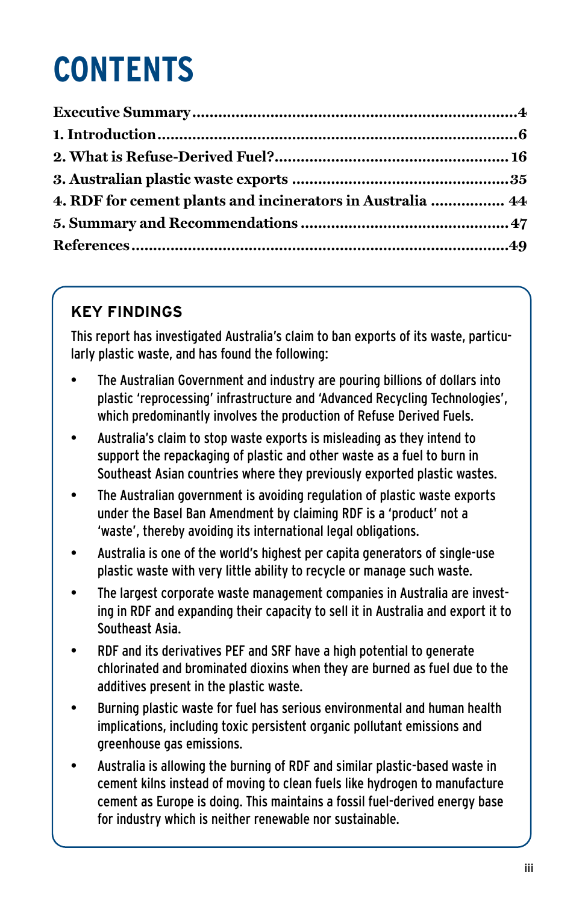# CONTENTS

| | |
|---|---|
| **Executive Summary** | **4** |
| **1. Introduction** | **6** |
| **2. What is Refuse-Derived Fuel?** | **16** |
| **3. Australian plastic waste exports** | **35** |
| **4. RDF for cement plants and incinerators in Australia** | **44** |
| **5. Summary and Recommendations** | **47** |
| **References** | **49** |

## KEY FINDINGS

This report has investigated Australia's claim to ban exports of its waste, particularly plastic waste, and has found the following:

- The Australian Government and industry are pouring billions of dollars into plastic 'reprocessing' infrastructure and 'Advanced Recycling Technologies', which predominantly involves the production of Refuse Derived Fuels.
- Australia's claim to stop waste exports is misleading as they intend to support the repackaging of plastic and other waste as a fuel to burn in Southeast Asian countries where they previously exported plastic wastes.
- The Australian government is avoiding regulation of plastic waste exports under the Basel Ban Amendment by claiming RDF is a 'product' not a 'waste', thereby avoiding its international legal obligations.
- Australia is one of the world's highest per capita generators of single-use plastic waste with very little ability to recycle or manage such waste.
- The largest corporate waste management companies in Australia are investing in RDF and expanding their capacity to sell it in Australia and export it to Southeast Asia.
- RDF and its derivatives PEF and SRF have a high potential to generate chlorinated and brominated dioxins when they are burned as fuel due to the additives present in the plastic waste.
- Burning plastic waste for fuel has serious environmental and human health implications, including toxic persistent organic pollutant emissions and greenhouse gas emissions.
- Australia is allowing the burning of RDF and similar plastic-based waste in cement kilns instead of moving to clean fuels like hydrogen to manufacture cement as Europe is doing. This maintains a fossil fuel-derived energy base for industry which is neither renewable nor sustainable.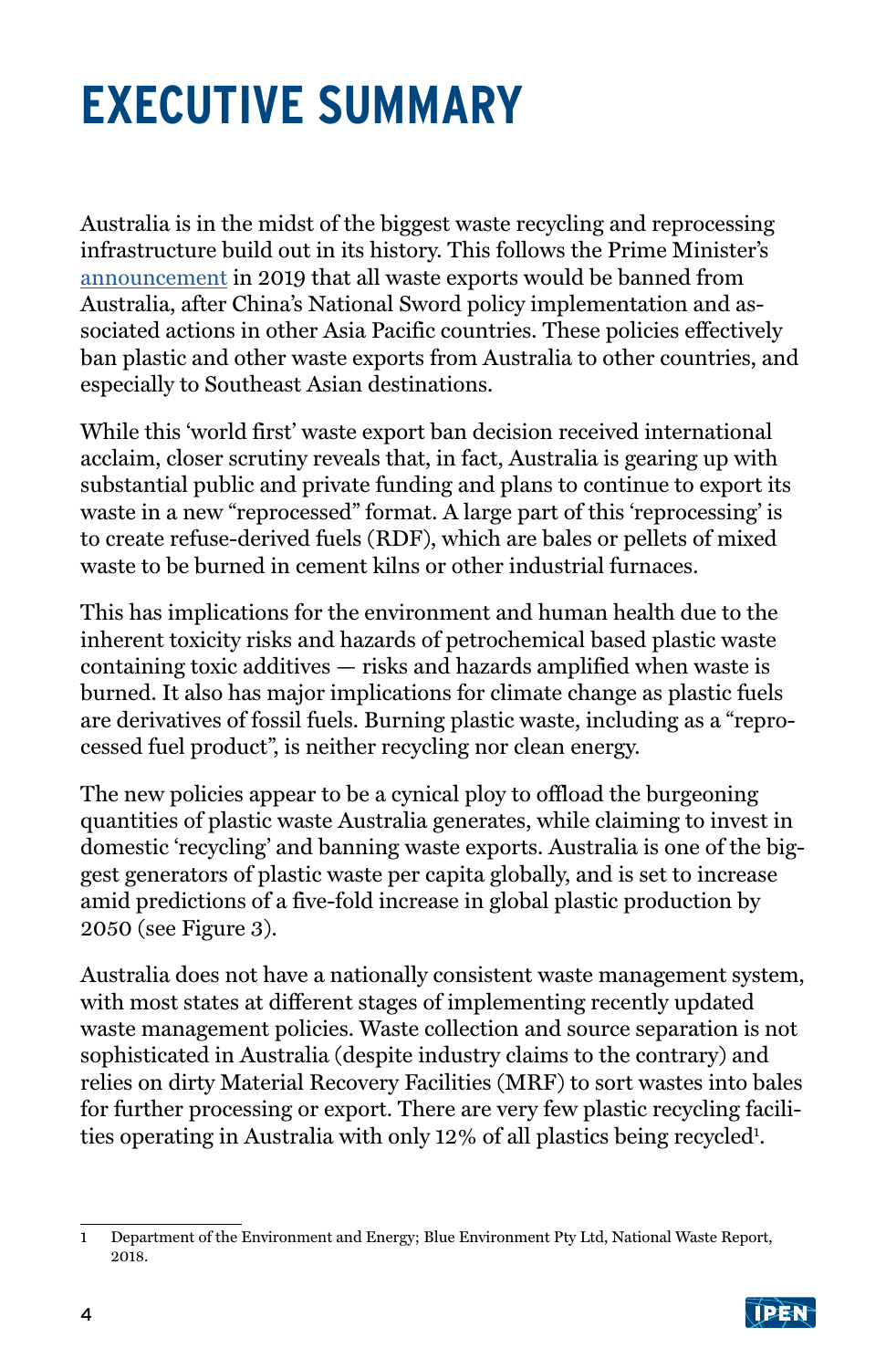# EXECUTIVE SUMMARY

Australia is in the midst of the biggest waste recycling and reprocessing infrastructure build out in its history. This follows the Prime Minister's [announcement](announcement) in 2019 that all waste exports would be banned from Australia, after China's National Sword policy implementation and associated actions in other Asia Pacific countries. These policies effectively ban plastic and other waste exports from Australia to other countries, and especially to Southeast Asian destinations.

While this 'world first' waste export ban decision received international acclaim, closer scrutiny reveals that, in fact, Australia is gearing up with substantial public and private funding and plans to continue to export its waste in a new "reprocessed" format. A large part of this 'reprocessing' is to create refuse-derived fuels (RDF), which are bales or pellets of mixed waste to be burned in cement kilns or other industrial furnaces.

This has implications for the environment and human health due to the inherent toxicity risks and hazards of petrochemical based plastic waste containing toxic additives — risks and hazards amplified when waste is burned. It also has major implications for climate change as plastic fuels are derivatives of fossil fuels. Burning plastic waste, including as a "reprocessed fuel product", is neither recycling nor clean energy.

The new policies appear to be a cynical ploy to offload the burgeoning quantities of plastic waste Australia generates, while claiming to invest in domestic 'recycling' and banning waste exports. Australia is one of the biggest generators of plastic waste per capita globally, and is set to increase amid predictions of a five-fold increase in global plastic production by 2050 (see Figure 3).

Australia does not have a nationally consistent waste management system, with most states at different stages of implementing recently updated waste management policies. Waste collection and source separation is not sophisticated in Australia (despite industry claims to the contrary) and relies on dirty Material Recovery Facilities (MRF) to sort wastes into bales for further processing or export. There are very few plastic recycling facilities operating in Australia with only 12% of all plastics being recycled[1].

---

1 Department of the Environment and Energy; Blue Environment Pty Ltd, National Waste Report, 2018.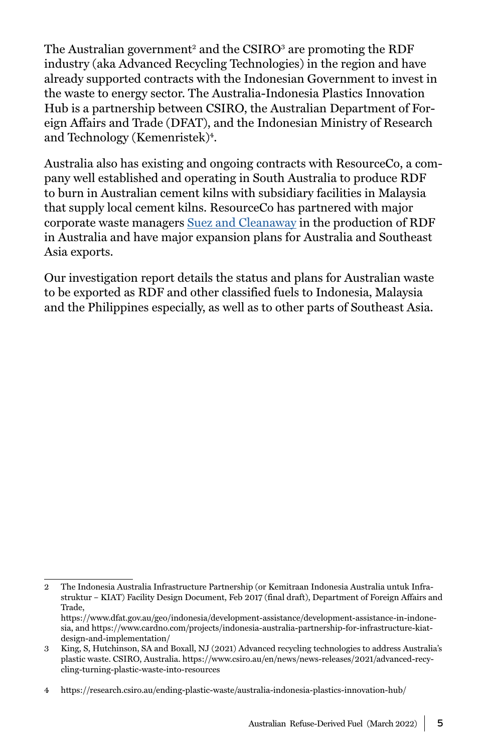The Australian government[2] and the CSIRO[3] are promoting the RDF industry (aka Advanced Recycling Technologies) in the region and have already supported contracts with the Indonesian Government to invest in the waste to energy sector. The Australia-Indonesia Plastics Innovation Hub is a partnership between CSIRO, the Australian Department of Foreign Affairs and Trade (DFAT), and the Indonesian Ministry of Research and Technology (Kemenristek)[4].

Australia also has existing and ongoing contracts with ResourceCo, a company well established and operating in South Australia to produce RDF to burn in Australian cement kilns with subsidiary facilities in Malaysia that supply local cement kilns. ResourceCo has partnered with major corporate waste managers Suez and Cleanaway in the production of RDF in Australia and have major expansion plans for Australia and Southeast Asia exports.

Our investigation report details the status and plans for Australian waste to be exported as RDF and other classified fuels to Indonesia, Malaysia and the Philippines especially, as well as to other parts of Southeast Asia.

---

2 The Indonesia Australia Infrastructure Partnership (or Kemitraan Indonesia Australia untuk Infrastruktur – KIAT) Facility Design Document, Feb 2017 (final draft), Department of Foreign Affairs and Trade, https://www.dfat.gov.au/geo/indonesia/development-assistance/development-assistance-in-indonesia, and https://www.cardno.com/projects/indonesia-australia-partnership-for-infrastructure-kiat-design-and-implementation/

3 King, S, Hutchinson, SA and Boxall, NJ (2021) Advanced recycling technologies to address Australia's plastic waste. CSIRO, Australia. https://www.csiro.au/en/news/news-releases/2021/advanced-recycling-turning-plastic-waste-into-resources

4 https://research.csiro.au/ending-plastic-waste/australia-indonesia-plastics-innovation-hub/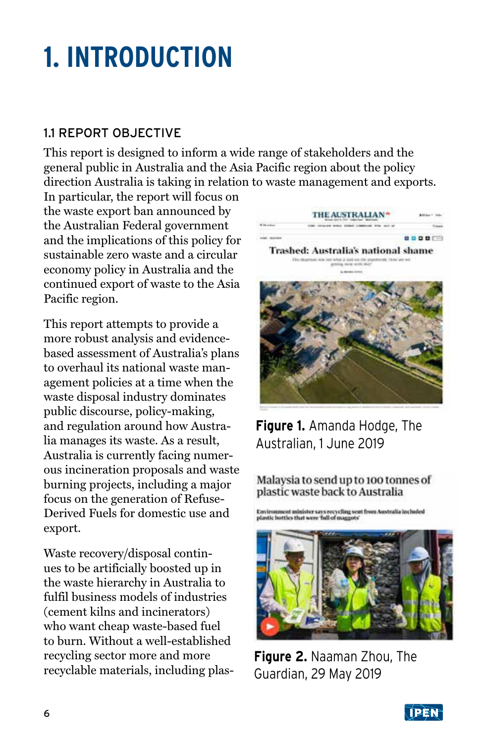# 1. INTRODUCTION

## 1.1 REPORT OBJECTIVE

This report is designed to inform a wide range of stakeholders and the general public in Australia and the Asia Pacific region about the policy direction Australia is taking in relation to waste management and exports. In particular, the report will focus on the waste export ban announced by the Australian Federal government and the implications of this policy for sustainable zero waste and a circular economy policy in Australia and the continued export of waste to the Asia Pacific region.

This report attempts to provide a more robust analysis and evidence-based assessment of Australia's plans to overhaul its national waste management policies at a time when the waste disposal industry dominates public discourse, policy-making, and regulation around how Australia manages its waste. As a result, Australia is currently facing numerous incineration proposals and waste burning projects, including a major focus on the generation of Refuse-Derived Fuels for domestic use and export.

Waste recovery/disposal continues to be artificially boosted up in the waste hierarchy in Australia to fulfil business models of industries (cement kilns and incinerators) who want cheap waste-based fuel to burn. Without a well-established recycling sector more and more recyclable materials, including plas-

**Figure 1.** Amanda Hodge, The Australian, 1 June 2019

**Figure 2.** Naaman Zhou, The Guardian, 29 May 2019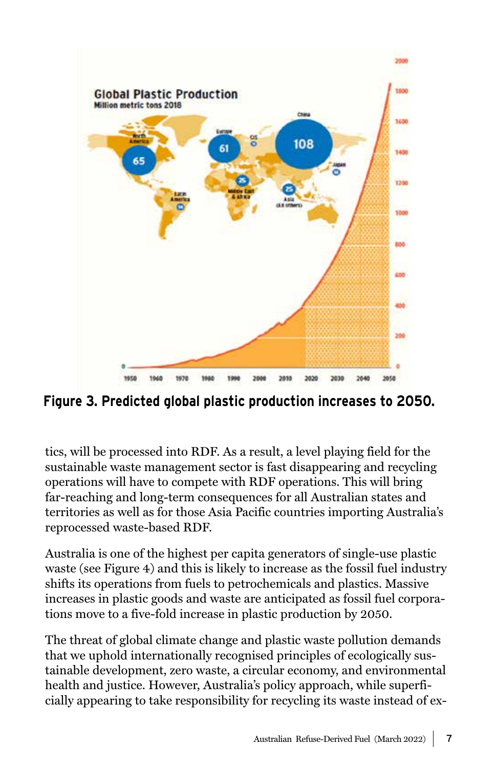**Figure 3. Predicted global plastic production increases to 2050.**

tics, will be processed into RDF. As a result, a level playing field for the sustainable waste management sector is fast disappearing and recycling operations will have to compete with RDF operations. This will bring far-reaching and long-term consequences for all Australian states and territories as well as for those Asia Pacific countries importing Australia's reprocessed waste-based RDF.

Australia is one of the highest per capita generators of single-use plastic waste (see Figure 4) and this is likely to increase as the fossil fuel industry shifts its operations from fuels to petrochemicals and plastics. Massive increases in plastic goods and waste are anticipated as fossil fuel corporations move to a five-fold increase in plastic production by 2050.

The threat of global climate change and plastic waste pollution demands that we uphold internationally recognised principles of ecologically sustainable development, zero waste, a circular economy, and environmental health and justice. However, Australia's policy approach, while superficially appearing to take responsibility for recycling its waste instead of ex-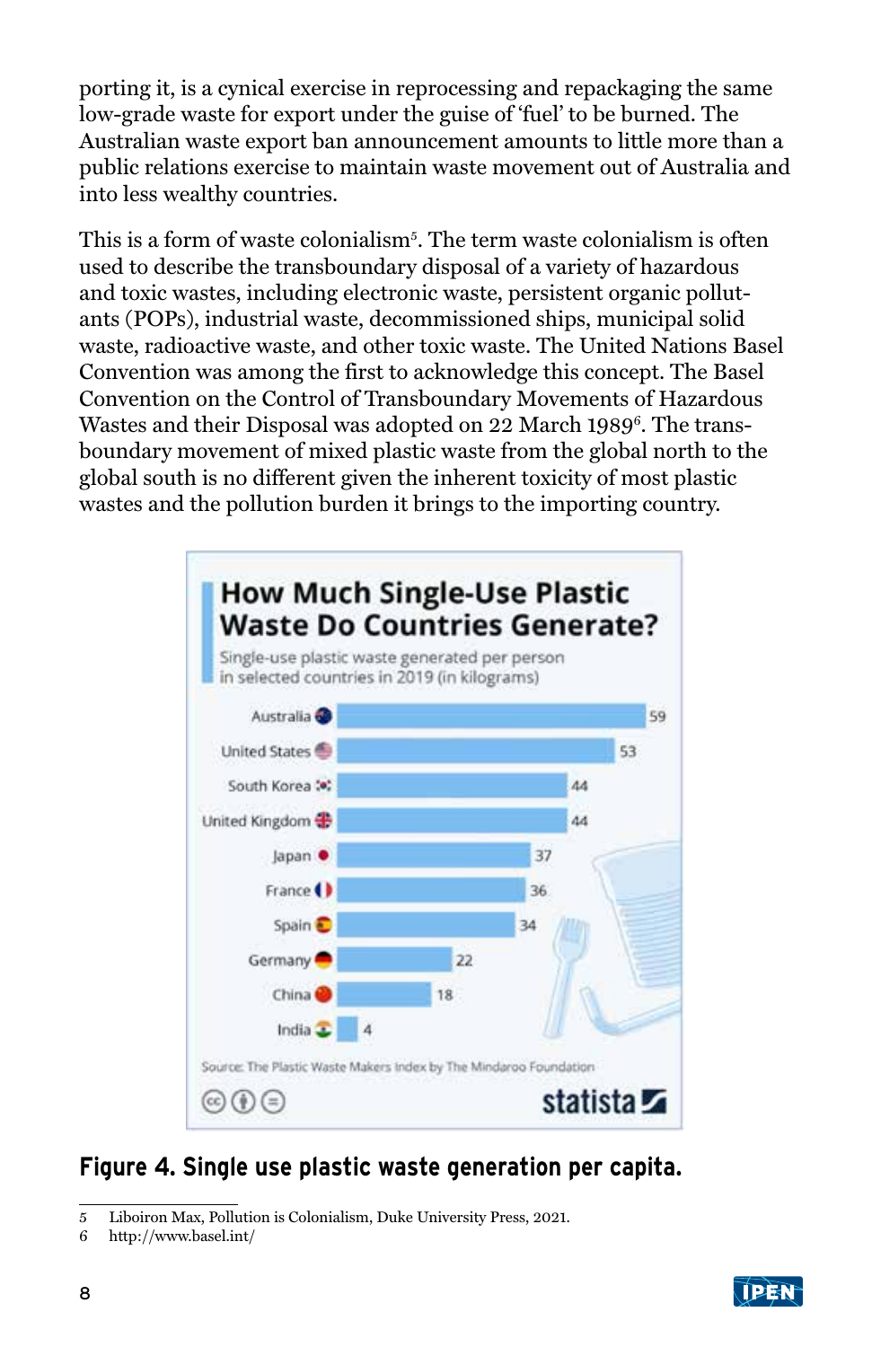porting it, is a cynical exercise in reprocessing and repackaging the same low-grade waste for export under the guise of 'fuel' to be burned. The Australian waste export ban announcement amounts to little more than a public relations exercise to maintain waste movement out of Australia and into less wealthy countries.

This is a form of waste colonialism[5]. The term waste colonialism is often used to describe the transboundary disposal of a variety of hazardous and toxic wastes, including electronic waste, persistent organic pollutants (POPs), industrial waste, decommissioned ships, municipal solid waste, radioactive waste, and other toxic waste. The United Nations Basel Convention was among the first to acknowledge this concept. The Basel Convention on the Control of Transboundary Movements of Hazardous Wastes and their Disposal was adopted on 22 March 1989[6]. The transboundary movement of mixed plastic waste from the global north to the global south is no different given the inherent toxicity of most plastic wastes and the pollution burden it brings to the importing country.

**How Much Single-Use Plastic Waste Do Countries Generate?**

Single-use plastic waste generated per person in selected countries in 2019 (in kilograms)

| Country | kg |
|---|---|
| Australia | 59 |
| United States | 53 |
| South Korea | 44 |
| United Kingdom | 44 |
| Japan | 37 |
| France | 36 |
| Spain | 34 |
| Germany | 22 |
| China | 18 |
| India | 4 |

Source: The Plastic Waste Makers Index by The Mindaroo Foundation

statista

**Figure 4. Single use plastic waste generation per capita.**

5 Liboiron Max, Pollution is Colonialism, Duke University Press, 2021.

6 http://www.basel.int/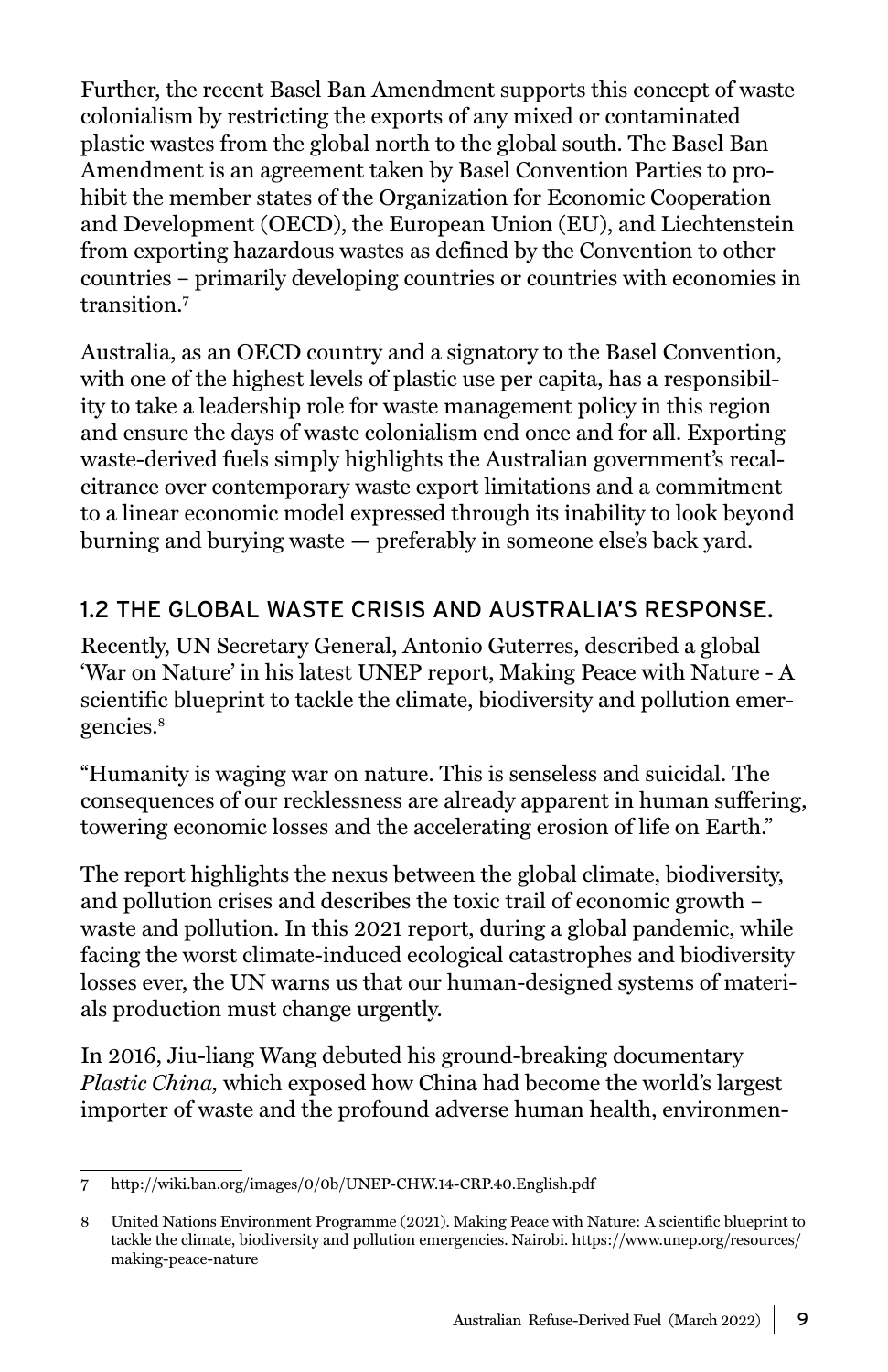Further, the recent Basel Ban Amendment supports this concept of waste colonialism by restricting the exports of any mixed or contaminated plastic wastes from the global north to the global south. The Basel Ban Amendment is an agreement taken by Basel Convention Parties to prohibit the member states of the Organization for Economic Cooperation and Development (OECD), the European Union (EU), and Liechtenstein from exporting hazardous wastes as defined by the Convention to other countries – primarily developing countries or countries with economies in transition.[7]

Australia, as an OECD country and a signatory to the Basel Convention, with one of the highest levels of plastic use per capita, has a responsibility to take a leadership role for waste management policy in this region and ensure the days of waste colonialism end once and for all. Exporting waste-derived fuels simply highlights the Australian government's recalcitrance over contemporary waste export limitations and a commitment to a linear economic model expressed through its inability to look beyond burning and burying waste — preferably in someone else's back yard.

## 1.2 THE GLOBAL WASTE CRISIS AND AUSTRALIA'S RESPONSE.

Recently, UN Secretary General, Antonio Guterres, described a global 'War on Nature' in his latest UNEP report, Making Peace with Nature - A scientific blueprint to tackle the climate, biodiversity and pollution emergencies.[8]

"Humanity is waging war on nature. This is senseless and suicidal. The consequences of our recklessness are already apparent in human suffering, towering economic losses and the accelerating erosion of life on Earth."

The report highlights the nexus between the global climate, biodiversity, and pollution crises and describes the toxic trail of economic growth – waste and pollution. In this 2021 report, during a global pandemic, while facing the worst climate-induced ecological catastrophes and biodiversity losses ever, the UN warns us that our human-designed systems of materials production must change urgently.

In 2016, Jiu-liang Wang debuted his ground-breaking documentary *Plastic China,* which exposed how China had become the world's largest importer of waste and the profound adverse human health, environmen-

---

7 http://wiki.ban.org/images/0/0b/UNEP-CHW.14-CRP.40.English.pdf

8 United Nations Environment Programme (2021). Making Peace with Nature: A scientific blueprint to tackle the climate, biodiversity and pollution emergencies. Nairobi. https://www.unep.org/resources/making-peace-nature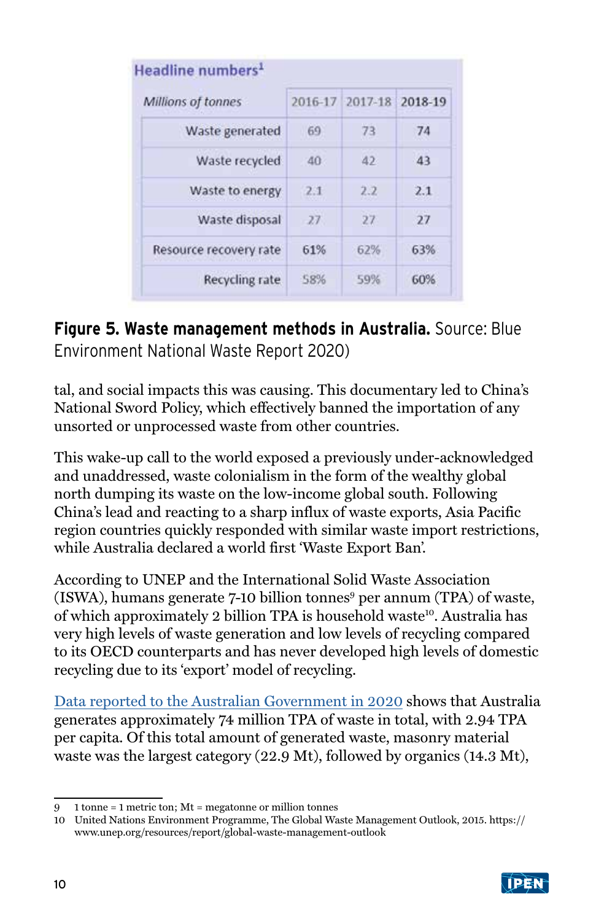**Headline numbers**[1]

| *Millions of tonnes* | 2016-17 | 2017-18 | 2018-19 |
|---|---|---|---|
| Waste generated | 69 | 73 | 74 |
| Waste recycled | 40 | 42 | 43 |
| Waste to energy | 2.1 | 2.2 | 2.1 |
| Waste disposal | 27 | 27 | 27 |
| Resource recovery rate | 61% | 62% | 63% |
| Recycling rate | 58% | 59% | 60% |

**Figure 5. Waste management methods in Australia.** Source: Blue Environment National Waste Report 2020)

tal, and social impacts this was causing. This documentary led to China's National Sword Policy, which effectively banned the importation of any unsorted or unprocessed waste from other countries.

This wake-up call to the world exposed a previously under-acknowledged and unaddressed, waste colonialism in the form of the wealthy global north dumping its waste on the low-income global south. Following China's lead and reacting to a sharp influx of waste exports, Asia Pacific region countries quickly responded with similar waste import restrictions, while Australia declared a world first 'Waste Export Ban'.

According to UNEP and the International Solid Waste Association (ISWA), humans generate 7-10 billion tonnes[9] per annum (TPA) of waste, of which approximately 2 billion TPA is household waste[10]. Australia has very high levels of waste generation and low levels of recycling compared to its OECD counterparts and has never developed high levels of domestic recycling due to its 'export' model of recycling.

Data reported to the Australian Government in 2020 shows that Australia generates approximately 74 million TPA of waste in total, with 2.94 TPA per capita. Of this total amount of generated waste, masonry material waste was the largest category (22.9 Mt), followed by organics (14.3 Mt),

---

9 1 tonne = 1 metric ton; Mt = megatonne or million tonnes

10 United Nations Environment Programme, The Global Waste Management Outlook, 2015. https://www.unep.org/resources/report/global-waste-management-outlook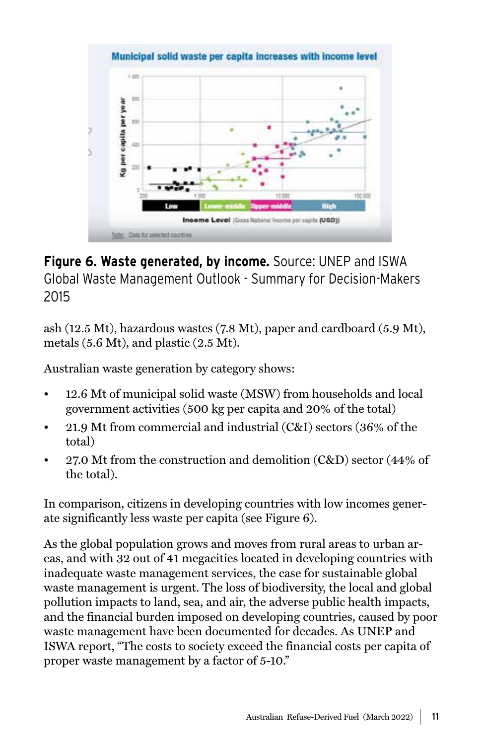**Figure 6. Waste generated, by income.** Source: UNEP and ISWA Global Waste Management Outlook - Summary for Decision-Makers 2015

ash (12.5 Mt), hazardous wastes (7.8 Mt), paper and cardboard (5.9 Mt), metals (5.6 Mt), and plastic (2.5 Mt).

Australian waste generation by category shows:

- 12.6 Mt of municipal solid waste (MSW) from households and local government activities (500 kg per capita and 20% of the total)
- 21.9 Mt from commercial and industrial (C&I) sectors (36% of the total)
- 27.0 Mt from the construction and demolition (C&D) sector (44% of the total).

In comparison, citizens in developing countries with low incomes generate significantly less waste per capita (see Figure 6).

As the global population grows and moves from rural areas to urban areas, and with 32 out of 41 megacities located in developing countries with inadequate waste management services, the case for sustainable global waste management is urgent. The loss of biodiversity, the local and global pollution impacts to land, sea, and air, the adverse public health impacts, and the financial burden imposed on developing countries, caused by poor waste management have been documented for decades. As UNEP and ISWA report, "The costs to society exceed the financial costs per capita of proper waste management by a factor of 5-10."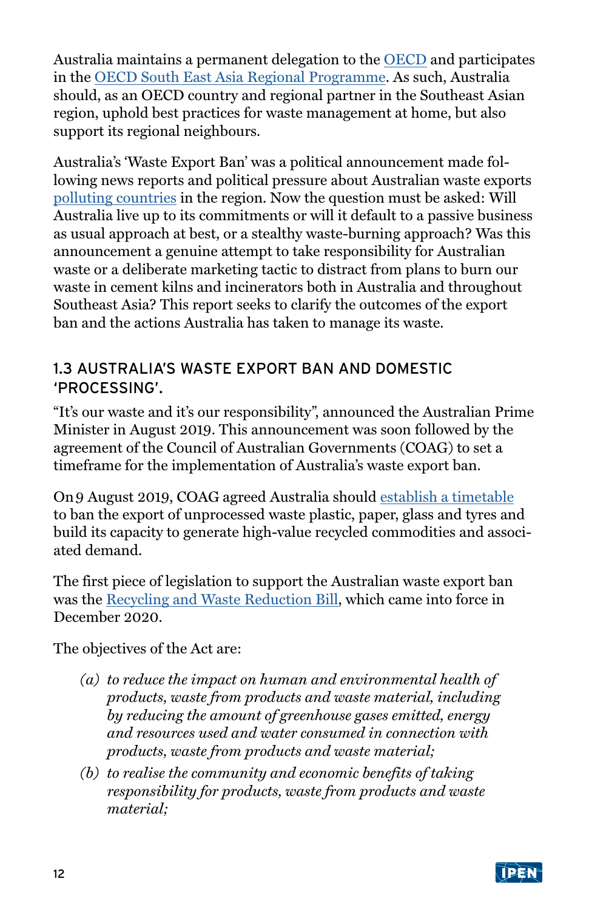Australia maintains a permanent delegation to the OECD and participates in the OECD South East Asia Regional Programme. As such, Australia should, as an OECD country and regional partner in the Southeast Asian region, uphold best practices for waste management at home, but also support its regional neighbours.

Australia's 'Waste Export Ban' was a political announcement made following news reports and political pressure about Australian waste exports polluting countries in the region. Now the question must be asked: Will Australia live up to its commitments or will it default to a passive business as usual approach at best, or a stealthy waste-burning approach? Was this announcement a genuine attempt to take responsibility for Australian waste or a deliberate marketing tactic to distract from plans to burn our waste in cement kilns and incinerators both in Australia and throughout Southeast Asia? This report seeks to clarify the outcomes of the export ban and the actions Australia has taken to manage its waste.

### 1.3 AUSTRALIA'S WASTE EXPORT BAN AND DOMESTIC 'PROCESSING'.

"It's our waste and it's our responsibility", announced the Australian Prime Minister in August 2019. This announcement was soon followed by the agreement of the Council of Australian Governments (COAG) to set a timeframe for the implementation of Australia's waste export ban.

On 9 August 2019, COAG agreed Australia should establish a timetable to ban the export of unprocessed waste plastic, paper, glass and tyres and build its capacity to generate high-value recycled commodities and associated demand.

The first piece of legislation to support the Australian waste export ban was the Recycling and Waste Reduction Bill, which came into force in December 2020.

The objectives of the Act are:

- *(a) to reduce the impact on human and environmental health of products, waste from products and waste material, including by reducing the amount of greenhouse gases emitted, energy and resources used and water consumed in connection with products, waste from products and waste material;*
- *(b) to realise the community and economic benefits of taking responsibility for products, waste from products and waste material;*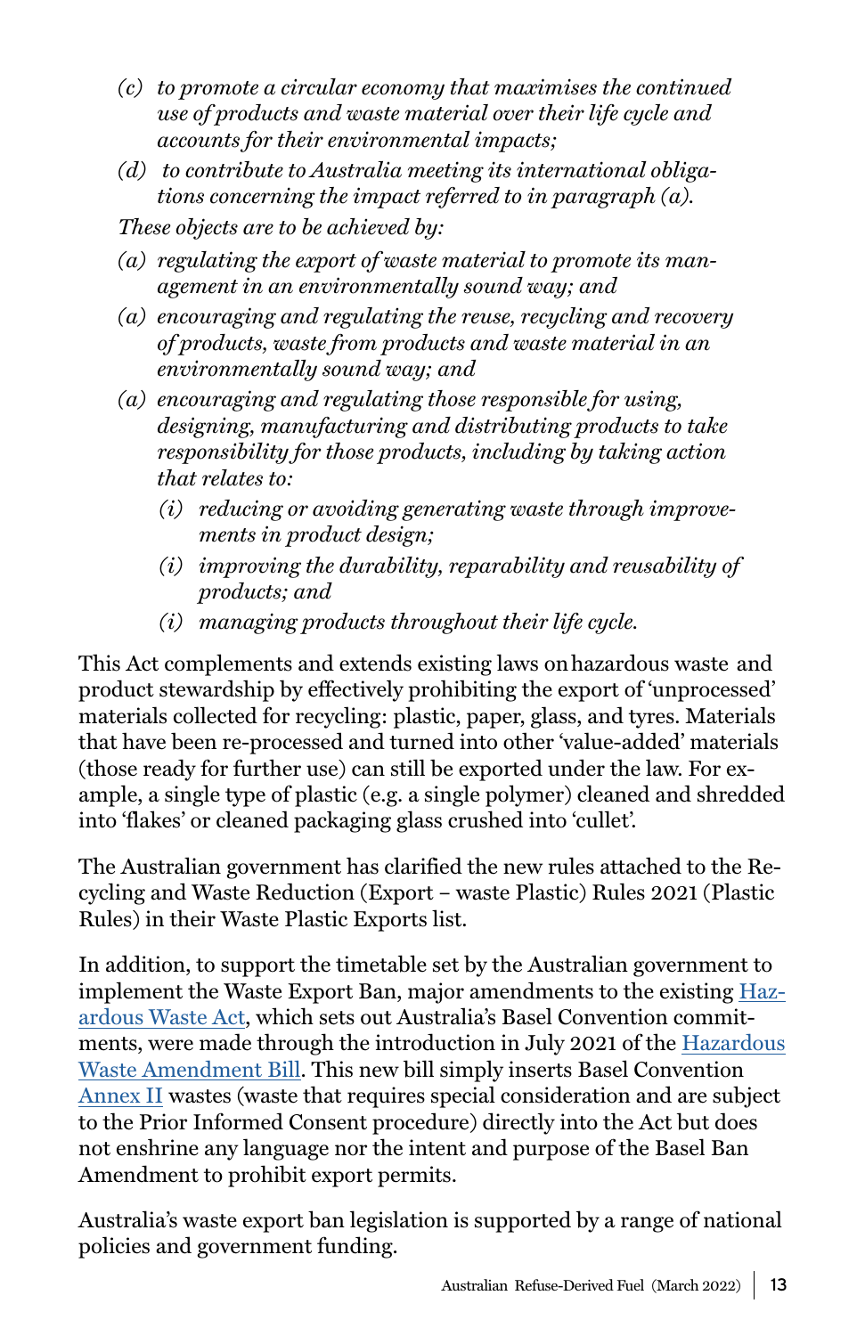*(c) to promote a circular economy that maximises the continued use of products and waste material over their life cycle and accounts for their environmental impacts;*

*(d) to contribute to Australia meeting its international obligations concerning the impact referred to in paragraph (a).*

*These objects are to be achieved by:*

*(a) regulating the export of waste material to promote its management in an environmentally sound way; and*

*(a) encouraging and regulating the reuse, recycling and recovery of products, waste from products and waste material in an environmentally sound way; and*

*(a) encouraging and regulating those responsible for using, designing, manufacturing and distributing products to take responsibility for those products, including by taking action that relates to:*

*(i) reducing or avoiding generating waste through improvements in product design;*

*(i) improving the durability, reparability and reusability of products; and*

*(i) managing products throughout their life cycle.*

This Act complements and extends existing laws on hazardous waste and product stewardship by effectively prohibiting the export of 'unprocessed' materials collected for recycling: plastic, paper, glass, and tyres. Materials that have been re-processed and turned into other 'value-added' materials (those ready for further use) can still be exported under the law. For example, a single type of plastic (e.g. a single polymer) cleaned and shredded into 'flakes' or cleaned packaging glass crushed into 'cullet'.

The Australian government has clarified the new rules attached to the Recycling and Waste Reduction (Export – waste Plastic) Rules 2021 (Plastic Rules) in their Waste Plastic Exports list.

In addition, to support the timetable set by the Australian government to implement the Waste Export Ban, major amendments to the existing Hazardous Waste Act, which sets out Australia's Basel Convention commitments, were made through the introduction in July 2021 of the Hazardous Waste Amendment Bill. This new bill simply inserts Basel Convention Annex II wastes (waste that requires special consideration and are subject to the Prior Informed Consent procedure) directly into the Act but does not enshrine any language nor the intent and purpose of the Basel Ban Amendment to prohibit export permits.

Australia's waste export ban legislation is supported by a range of national policies and government funding.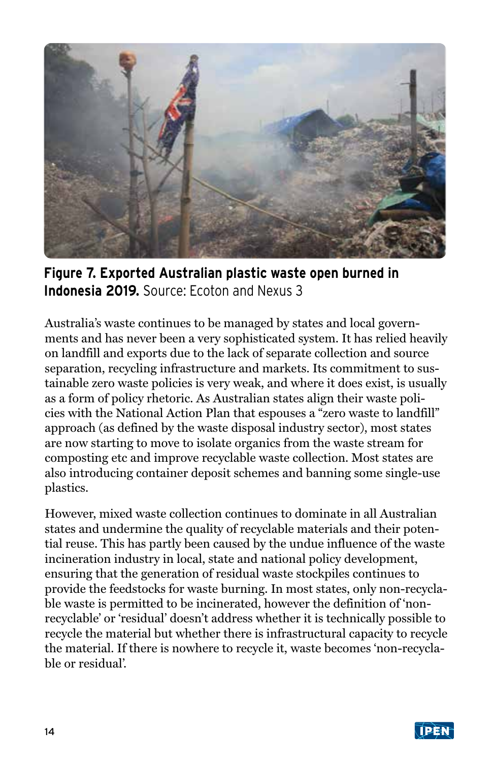**Figure 7. Exported Australian plastic waste open burned in Indonesia 2019.** Source: Ecoton and Nexus 3

Australia's waste continues to be managed by states and local governments and has never been a very sophisticated system. It has relied heavily on landfill and exports due to the lack of separate collection and source separation, recycling infrastructure and markets. Its commitment to sustainable zero waste policies is very weak, and where it does exist, is usually as a form of policy rhetoric. As Australian states align their waste policies with the National Action Plan that espouses a "zero waste to landfill" approach (as defined by the waste disposal industry sector), most states are now starting to move to isolate organics from the waste stream for composting etc and improve recyclable waste collection. Most states are also introducing container deposit schemes and banning some single-use plastics.

However, mixed waste collection continues to dominate in all Australian states and undermine the quality of recyclable materials and their potential reuse. This has partly been caused by the undue influence of the waste incineration industry in local, state and national policy development, ensuring that the generation of residual waste stockpiles continues to provide the feedstocks for waste burning. In most states, only non-recyclable waste is permitted to be incinerated, however the definition of 'non-recyclable' or 'residual' doesn't address whether it is technically possible to recycle the material but whether there is infrastructural capacity to recycle the material. If there is nowhere to recycle it, waste becomes 'non-recyclable or residual'.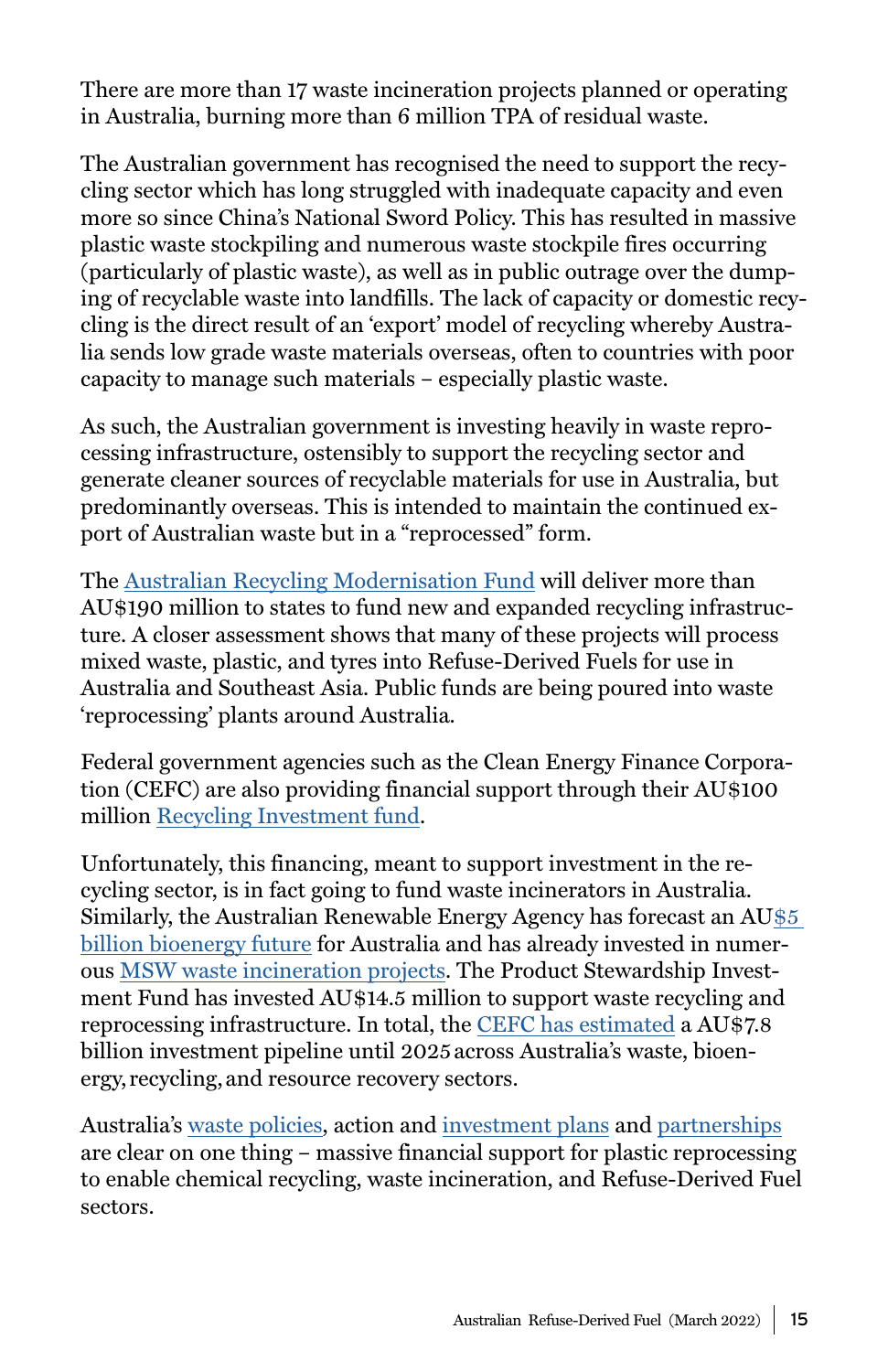There are more than 17 waste incineration projects planned or operating in Australia, burning more than 6 million TPA of residual waste.

The Australian government has recognised the need to support the recycling sector which has long struggled with inadequate capacity and even more so since China's National Sword Policy. This has resulted in massive plastic waste stockpiling and numerous waste stockpile fires occurring (particularly of plastic waste), as well as in public outrage over the dumping of recyclable waste into landfills. The lack of capacity or domestic recycling is the direct result of an 'export' model of recycling whereby Australia sends low grade waste materials overseas, often to countries with poor capacity to manage such materials – especially plastic waste.

As such, the Australian government is investing heavily in waste reprocessing infrastructure, ostensibly to support the recycling sector and generate cleaner sources of recyclable materials for use in Australia, but predominantly overseas. This is intended to maintain the continued export of Australian waste but in a "reprocessed" form.

The Australian Recycling Modernisation Fund will deliver more than AU$190 million to states to fund new and expanded recycling infrastructure. A closer assessment shows that many of these projects will process mixed waste, plastic, and tyres into Refuse-Derived Fuels for use in Australia and Southeast Asia. Public funds are being poured into waste 'reprocessing' plants around Australia.

Federal government agencies such as the Clean Energy Finance Corporation (CEFC) are also providing financial support through their AU$100 million Recycling Investment fund.

Unfortunately, this financing, meant to support investment in the recycling sector, is in fact going to fund waste incinerators in Australia. Similarly, the Australian Renewable Energy Agency has forecast an AU$5 billion bioenergy future for Australia and has already invested in numerous MSW waste incineration projects. The Product Stewardship Investment Fund has invested AU$14.5 million to support waste recycling and reprocessing infrastructure. In total, the CEFC has estimated a AU$7.8 billion investment pipeline until 2025 across Australia's waste, bioenergy, recycling, and resource recovery sectors.

Australia's waste policies, action and investment plans and partnerships are clear on one thing – massive financial support for plastic reprocessing to enable chemical recycling, waste incineration, and Refuse-Derived Fuel sectors.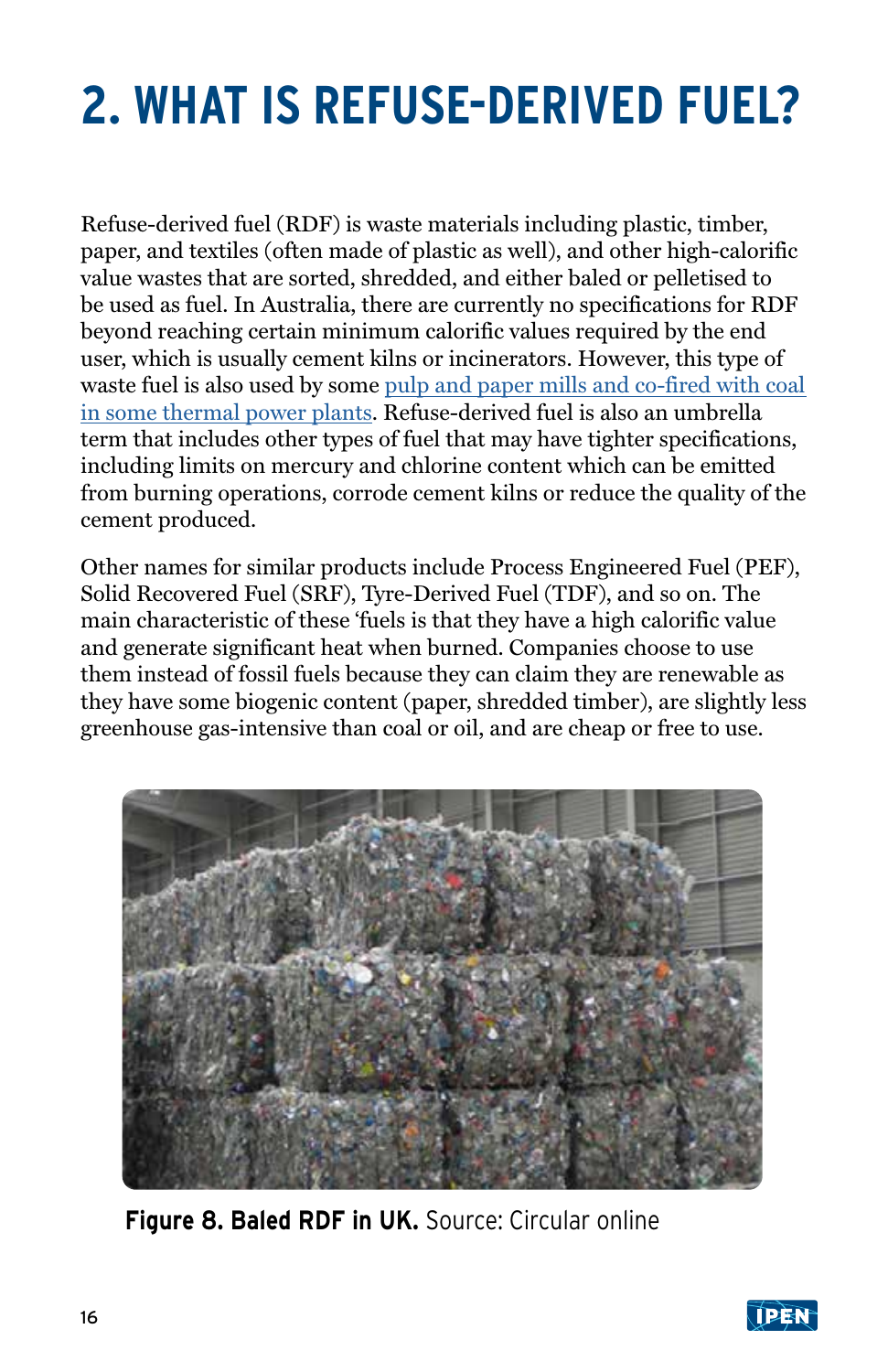# 2. WHAT IS REFUSE-DERIVED FUEL?

Refuse-derived fuel (RDF) is waste materials including plastic, timber, paper, and textiles (often made of plastic as well), and other high-calorific value wastes that are sorted, shredded, and either baled or pelletised to be used as fuel. In Australia, there are currently no specifications for RDF beyond reaching certain minimum calorific values required by the end user, which is usually cement kilns or incinerators. However, this type of waste fuel is also used by some pulp and paper mills and co-fired with coal in some thermal power plants. Refuse-derived fuel is also an umbrella term that includes other types of fuel that may have tighter specifications, including limits on mercury and chlorine content which can be emitted from burning operations, corrode cement kilns or reduce the quality of the cement produced.

Other names for similar products include Process Engineered Fuel (PEF), Solid Recovered Fuel (SRF), Tyre-Derived Fuel (TDF), and so on. The main characteristic of these 'fuels is that they have a high calorific value and generate significant heat when burned. Companies choose to use them instead of fossil fuels because they can claim they are renewable as they have some biogenic content (paper, shredded timber), are slightly less greenhouse gas-intensive than coal or oil, and are cheap or free to use.

**Figure 8. Baled RDF in UK.** Source: Circular online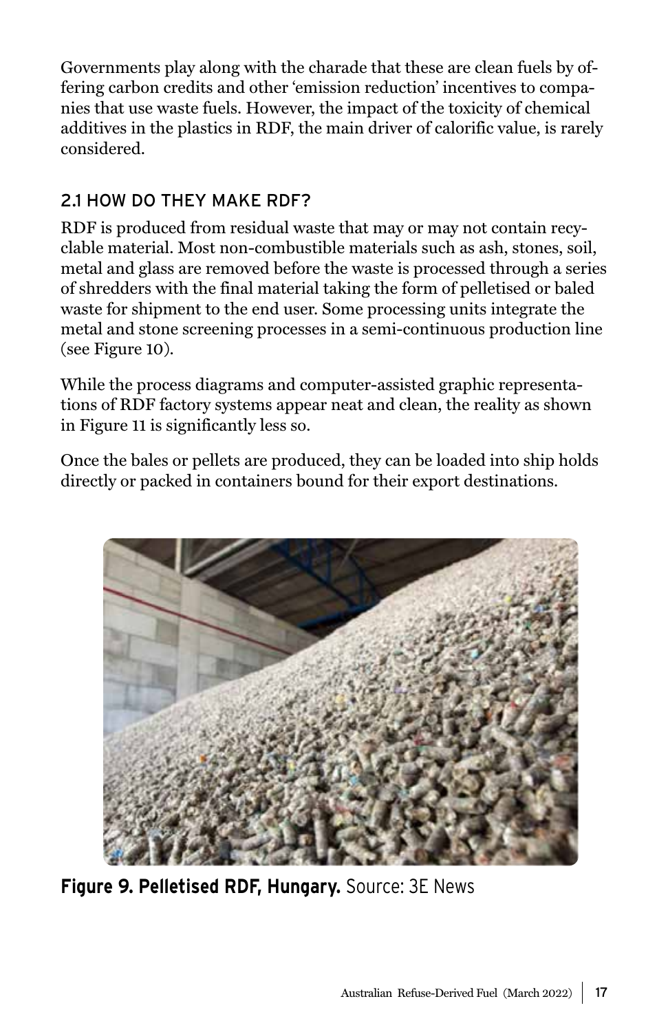Governments play along with the charade that these are clean fuels by offering carbon credits and other 'emission reduction' incentives to companies that use waste fuels. However, the impact of the toxicity of chemical additives in the plastics in RDF, the main driver of calorific value, is rarely considered.

## 2.1 HOW DO THEY MAKE RDF?

RDF is produced from residual waste that may or may not contain recyclable material. Most non-combustible materials such as ash, stones, soil, metal and glass are removed before the waste is processed through a series of shredders with the final material taking the form of pelletised or baled waste for shipment to the end user. Some processing units integrate the metal and stone screening processes in a semi-continuous production line (see Figure 10).

While the process diagrams and computer-assisted graphic representations of RDF factory systems appear neat and clean, the reality as shown in Figure 11 is significantly less so.

Once the bales or pellets are produced, they can be loaded into ship holds directly or packed in containers bound for their export destinations.

**Figure 9. Pelletised RDF, Hungary.** Source: 3E News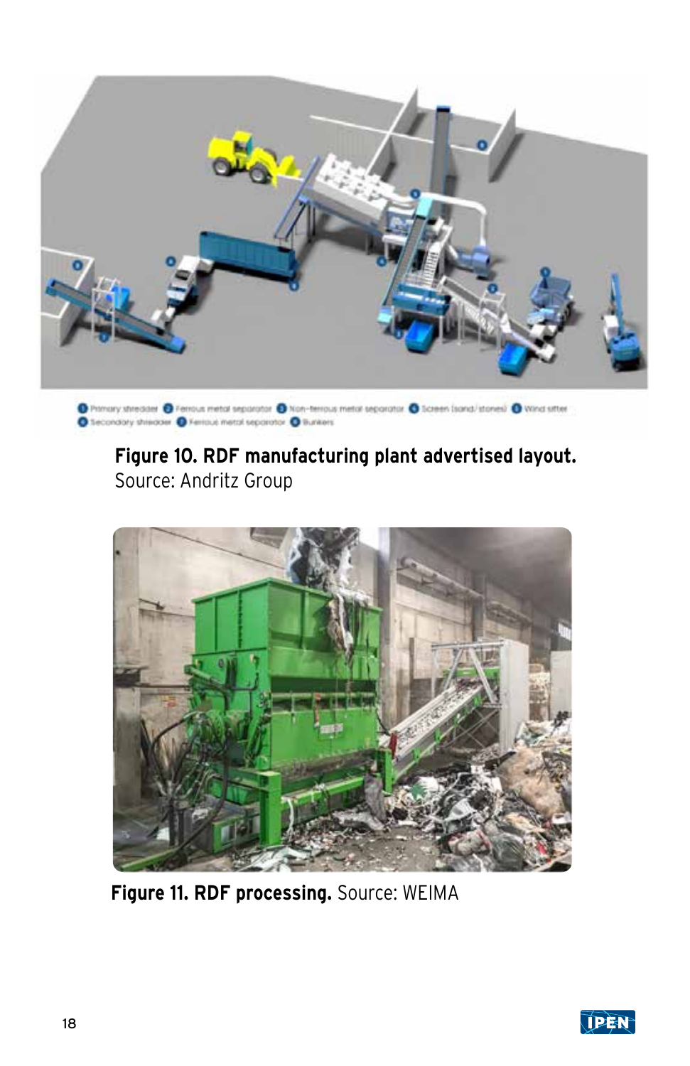1 Primary shredder 2 Ferrous metal separator 3 Non-ferrous metal separator 4 Screen (sand/stones) 5 Wind sifter
6 Secondary shredder 7 Ferrous metal separator 8 Bunkers

**Figure 10. RDF manufacturing plant advertised layout.** Source: Andritz Group

**Figure 11. RDF processing.** Source: WEIMA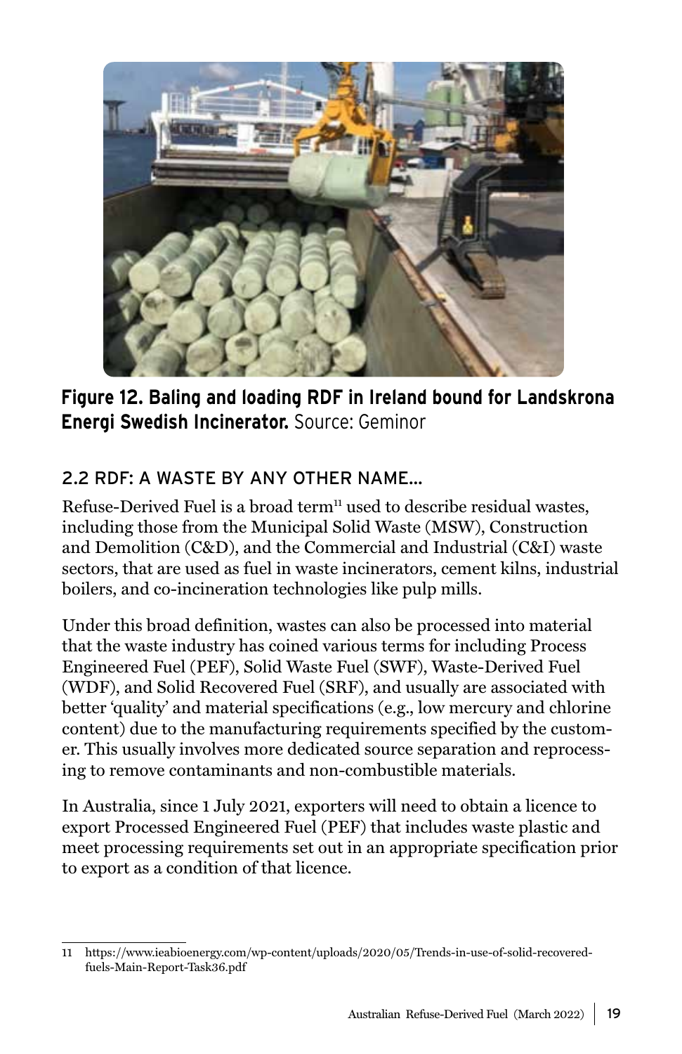**Figure 12. Baling and loading RDF in Ireland bound for Landskrona Energi Swedish Incinerator.** Source: Geminor

## 2.2 RDF: A WASTE BY ANY OTHER NAME...

Refuse-Derived Fuel is a broad term[11] used to describe residual wastes, including those from the Municipal Solid Waste (MSW), Construction and Demolition (C&D), and the Commercial and Industrial (C&I) waste sectors, that are used as fuel in waste incinerators, cement kilns, industrial boilers, and co-incineration technologies like pulp mills.

Under this broad definition, wastes can also be processed into material that the waste industry has coined various terms for including Process Engineered Fuel (PEF), Solid Waste Fuel (SWF), Waste-Derived Fuel (WDF), and Solid Recovered Fuel (SRF), and usually are associated with better 'quality' and material specifications (e.g., low mercury and chlorine content) due to the manufacturing requirements specified by the customer. This usually involves more dedicated source separation and reprocessing to remove contaminants and non-combustible materials.

In Australia, since 1 July 2021, exporters will need to obtain a licence to export Processed Engineered Fuel (PEF) that includes waste plastic and meet processing requirements set out in an appropriate specification prior to export as a condition of that licence.

---

11 https://www.ieabioenergy.com/wp-content/uploads/2020/05/Trends-in-use-of-solid-recovered-fuels-Main-Report-Task36.pdf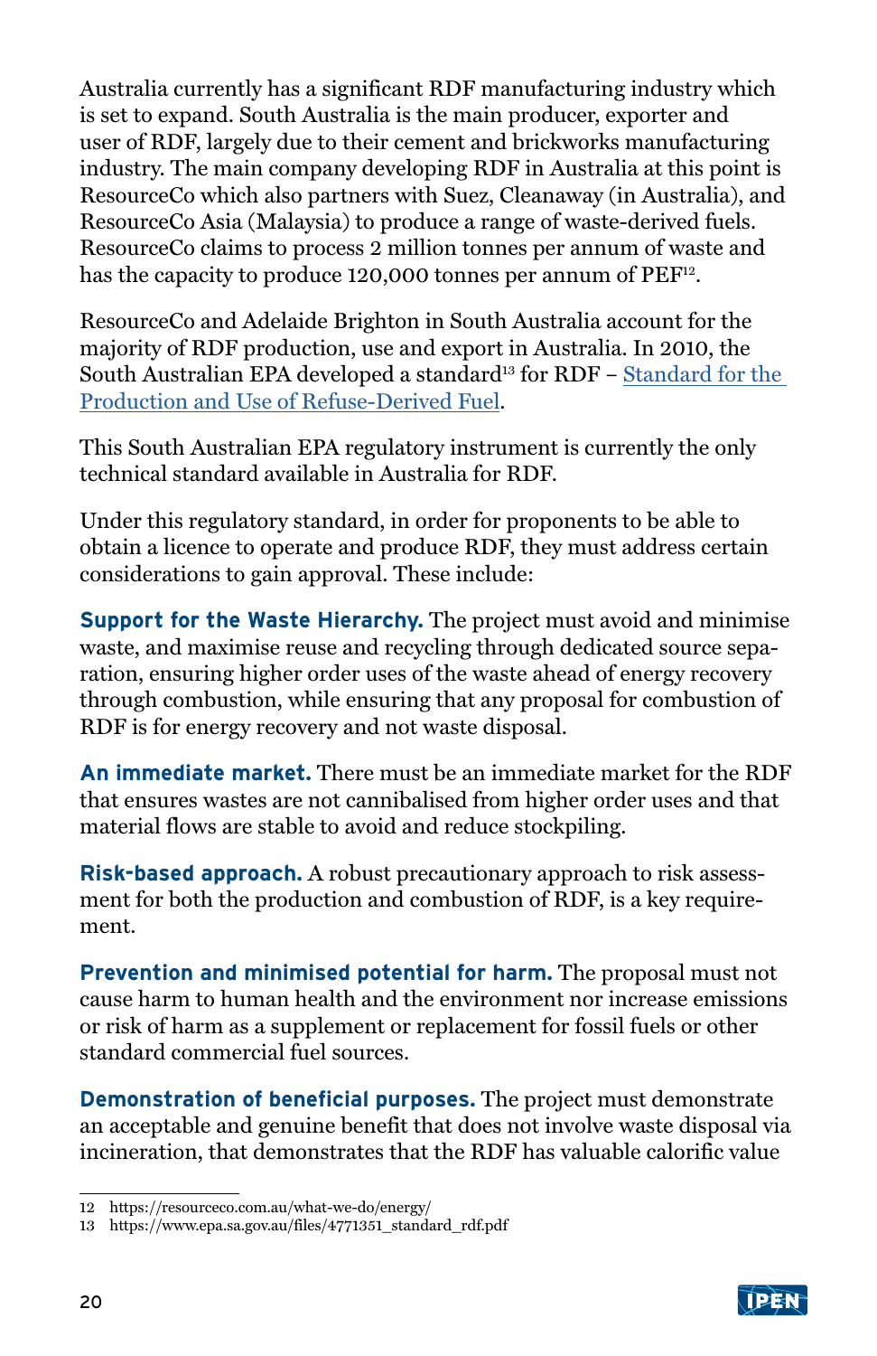Australia currently has a significant RDF manufacturing industry which is set to expand. South Australia is the main producer, exporter and user of RDF, largely due to their cement and brickworks manufacturing industry. The main company developing RDF in Australia at this point is ResourceCo which also partners with Suez, Cleanaway (in Australia), and ResourceCo Asia (Malaysia) to produce a range of waste-derived fuels. ResourceCo claims to process 2 million tonnes per annum of waste and has the capacity to produce 120,000 tonnes per annum of PEF[12].

ResourceCo and Adelaide Brighton in South Australia account for the majority of RDF production, use and export in Australia. In 2010, the South Australian EPA developed a standard[13] for RDF – [Standard for the Production and Use of Refuse-Derived Fuel](https://www.epa.sa.gov.au/files/4771351_standard_rdf.pdf).

This South Australian EPA regulatory instrument is currently the only technical standard available in Australia for RDF.

Under this regulatory standard, in order for proponents to be able to obtain a licence to operate and produce RDF, they must address certain considerations to gain approval. These include:

**Support for the Waste Hierarchy.** The project must avoid and minimise waste, and maximise reuse and recycling through dedicated source separation, ensuring higher order uses of the waste ahead of energy recovery through combustion, while ensuring that any proposal for combustion of RDF is for energy recovery and not waste disposal.

**An immediate market.** There must be an immediate market for the RDF that ensures wastes are not cannibalised from higher order uses and that material flows are stable to avoid and reduce stockpiling.

**Risk-based approach.** A robust precautionary approach to risk assessment for both the production and combustion of RDF, is a key requirement.

**Prevention and minimised potential for harm.** The proposal must not cause harm to human health and the environment nor increase emissions or risk of harm as a supplement or replacement for fossil fuels or other standard commercial fuel sources.

**Demonstration of beneficial purposes.** The project must demonstrate an acceptable and genuine benefit that does not involve waste disposal via incineration, that demonstrates that the RDF has valuable calorific value

12 https://resourceco.com.au/what-we-do/energy/
13 https://www.epa.sa.gov.au/files/4771351_standard_rdf.pdf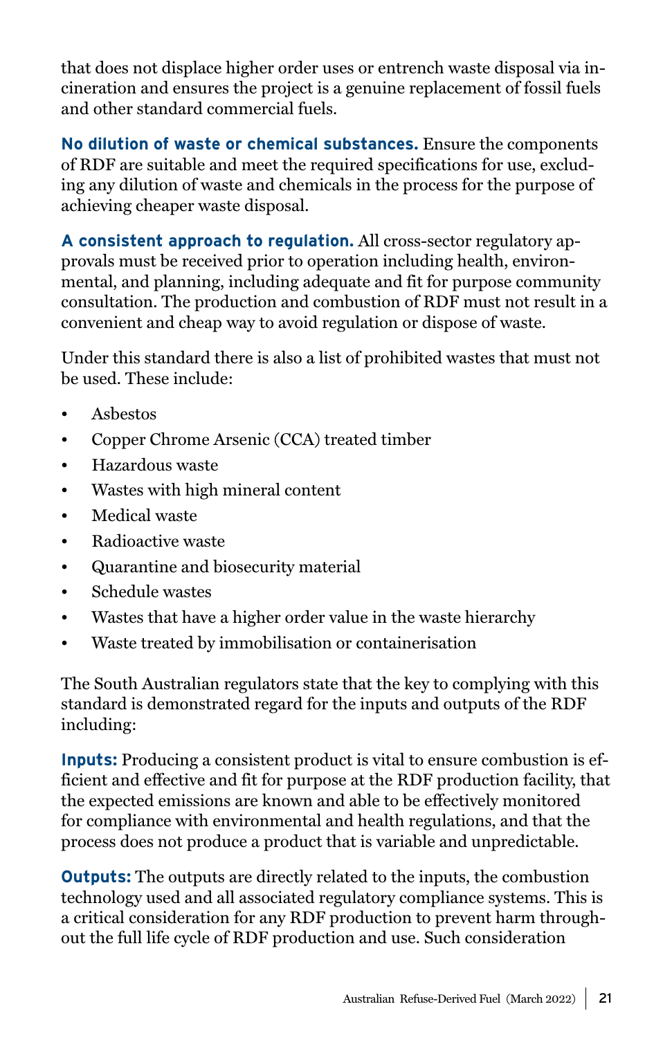that does not displace higher order uses or entrench waste disposal via incineration and ensures the project is a genuine replacement of fossil fuels and other standard commercial fuels.

**No dilution of waste or chemical substances.** Ensure the components of RDF are suitable and meet the required specifications for use, excluding any dilution of waste and chemicals in the process for the purpose of achieving cheaper waste disposal.

**A consistent approach to regulation.** All cross-sector regulatory approvals must be received prior to operation including health, environmental, and planning, including adequate and fit for purpose community consultation. The production and combustion of RDF must not result in a convenient and cheap way to avoid regulation or dispose of waste.

Under this standard there is also a list of prohibited wastes that must not be used. These include:

- Asbestos
- Copper Chrome Arsenic (CCA) treated timber
- Hazardous waste
- Wastes with high mineral content
- Medical waste
- Radioactive waste
- Quarantine and biosecurity material
- Schedule wastes
- Wastes that have a higher order value in the waste hierarchy
- Waste treated by immobilisation or containerisation

The South Australian regulators state that the key to complying with this standard is demonstrated regard for the inputs and outputs of the RDF including:

**Inputs:** Producing a consistent product is vital to ensure combustion is efficient and effective and fit for purpose at the RDF production facility, that the expected emissions are known and able to be effectively monitored for compliance with environmental and health regulations, and that the process does not produce a product that is variable and unpredictable.

**Outputs:** The outputs are directly related to the inputs, the combustion technology used and all associated regulatory compliance systems. This is a critical consideration for any RDF production to prevent harm throughout the full life cycle of RDF production and use. Such consideration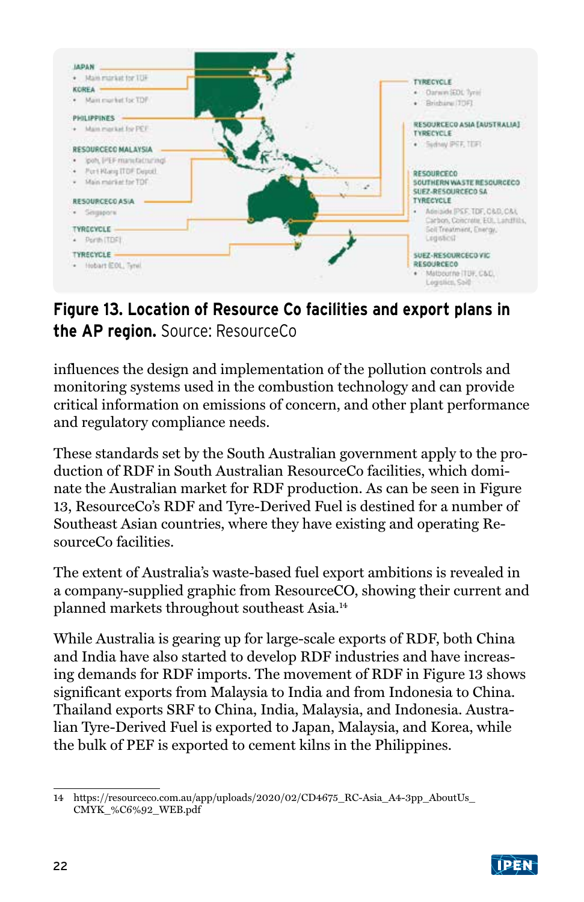**Figure 13. Location of Resource Co facilities and export plans in the AP region.** Source: ResourceCo

influences the design and implementation of the pollution controls and monitoring systems used in the combustion technology and can provide critical information on emissions of concern, and other plant performance and regulatory compliance needs.

These standards set by the South Australian government apply to the production of RDF in South Australian ResourceCo facilities, which dominate the Australian market for RDF production. As can be seen in Figure 13, ResourceCo's RDF and Tyre-Derived Fuel is destined for a number of Southeast Asian countries, where they have existing and operating ResourceCo facilities.

The extent of Australia's waste-based fuel export ambitions is revealed in a company-supplied graphic from ResourceCO, showing their current and planned markets throughout southeast Asia.[14]

While Australia is gearing up for large-scale exports of RDF, both China and India have also started to develop RDF industries and have increasing demands for RDF imports. The movement of RDF in Figure 13 shows significant exports from Malaysia to India and from Indonesia to China. Thailand exports SRF to China, India, Malaysia, and Indonesia. Australian Tyre-Derived Fuel is exported to Japan, Malaysia, and Korea, while the bulk of PEF is exported to cement kilns in the Philippines.

14 https://resourceco.com.au/app/uploads/2020/02/CD4675_RC-Asia_A4-3pp_AboutUs_CMYK_%C6%92_WEB.pdf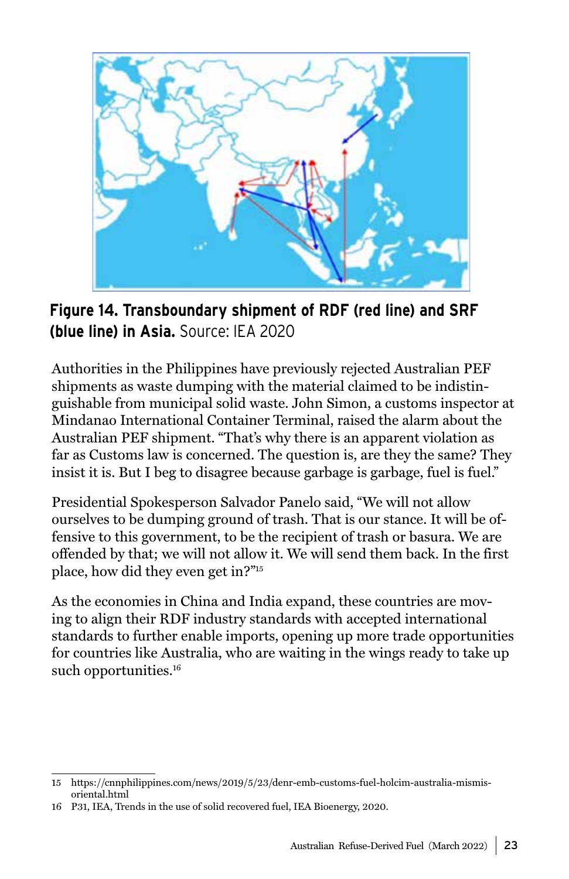**Figure 14. Transboundary shipment of RDF (red line) and SRF (blue line) in Asia.** Source: IEA 2020

Authorities in the Philippines have previously rejected Australian PEF shipments as waste dumping with the material claimed to be indistinguishable from municipal solid waste. John Simon, a customs inspector at Mindanao International Container Terminal, raised the alarm about the Australian PEF shipment. "That's why there is an apparent violation as far as Customs law is concerned. The question is, are they the same? They insist it is. But I beg to disagree because garbage is garbage, fuel is fuel."

Presidential Spokesperson Salvador Panelo said, "We will not allow ourselves to be dumping ground of trash. That is our stance. It will be offensive to this government, to be the recipient of trash or basura. We are offended by that; we will not allow it. We will send them back. In the first place, how did they even get in?"[15]

As the economies in China and India expand, these countries are moving to align their RDF industry standards with accepted international standards to further enable imports, opening up more trade opportunities for countries like Australia, who are waiting in the wings ready to take up such opportunities.[16]

---

15 https://cnnphilippines.com/news/2019/5/23/denr-emb-customs-fuel-holcim-australia-misamis-oriental.html

16 P31, IEA, Trends in the use of solid recovered fuel, IEA Bioenergy, 2020.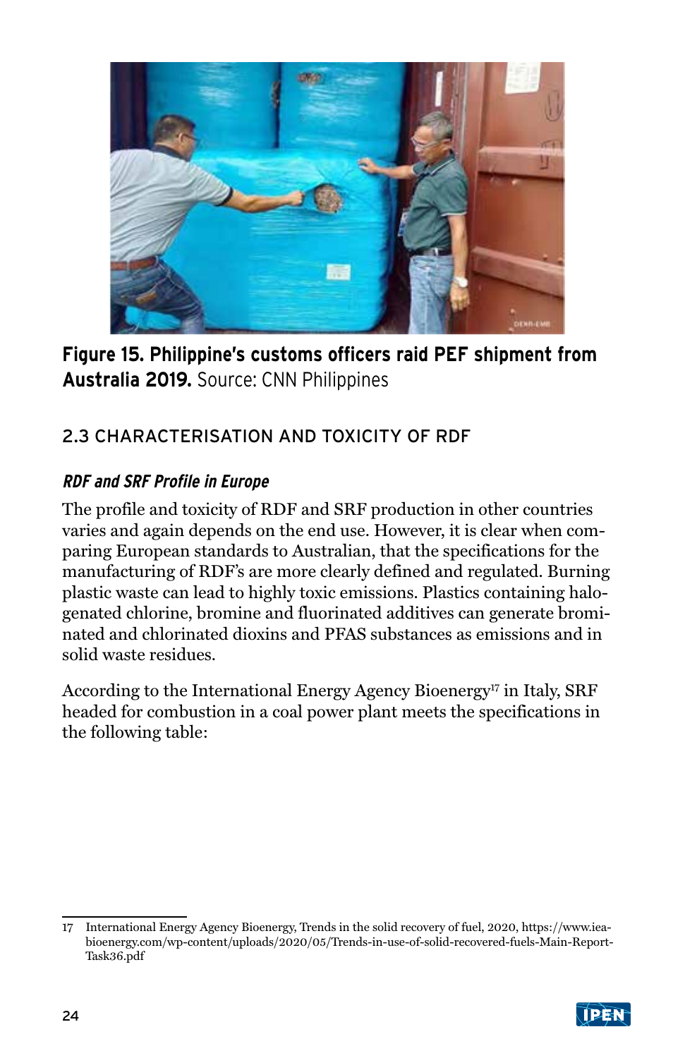**Figure 15. Philippine's customs officers raid PEF shipment from Australia 2019.** Source: CNN Philippines

## 2.3 CHARACTERISATION AND TOXICITY OF RDF

### *RDF and SRF Profile in Europe*

The profile and toxicity of RDF and SRF production in other countries varies and again depends on the end use. However, it is clear when comparing European standards to Australian, that the specifications for the manufacturing of RDF's are more clearly defined and regulated. Burning plastic waste can lead to highly toxic emissions. Plastics containing halogenated chlorine, bromine and fluorinated additives can generate brominated and chlorinated dioxins and PFAS substances as emissions and in solid waste residues.

According to the International Energy Agency Bioenergy[17] in Italy, SRF headed for combustion in a coal power plant meets the specifications in the following table:

---

17 International Energy Agency Bioenergy, Trends in the solid recovery of fuel, 2020, https://www.iea-bioenergy.com/wp-content/uploads/2020/05/Trends-in-use-of-solid-recovered-fuels-Main-Report-Task36.pdf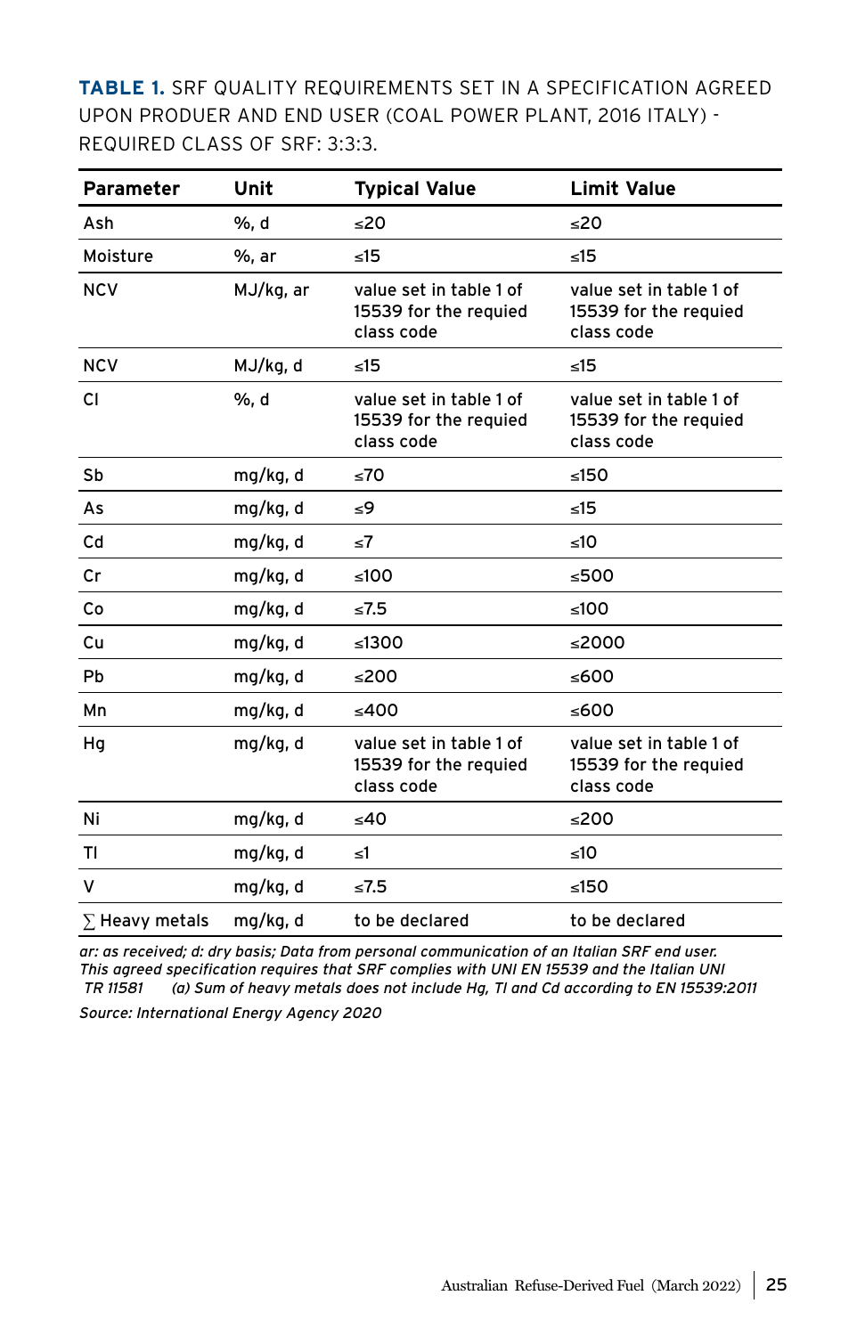**TABLE 1.** SRF QUALITY REQUIREMENTS SET IN A SPECIFICATION AGREED UPON PRODUER AND END USER (COAL POWER PLANT, 2016 ITALY) - REQUIRED CLASS OF SRF: 3:3:3.

| Parameter | Unit | Typical Value | Limit Value |
|---|---|---|---|
| Ash | %, d | ≤20 | ≤20 |
| Moisture | %, ar | ≤15 | ≤15 |
| NCV | MJ/kg, ar | value set in table 1 of 15539 for the requied class code | value set in table 1 of 15539 for the requied class code |
| NCV | MJ/kg, d | ≤15 | ≤15 |
| Cl | %, d | value set in table 1 of 15539 for the requied class code | value set in table 1 of 15539 for the requied class code |
| Sb | mg/kg, d | ≤70 | ≤150 |
| As | mg/kg, d | ≤9 | ≤15 |
| Cd | mg/kg, d | ≤7 | ≤10 |
| Cr | mg/kg, d | ≤100 | ≤500 |
| Co | mg/kg, d | ≤7.5 | ≤100 |
| Cu | mg/kg, d | ≤1300 | ≤2000 |
| Pb | mg/kg, d | ≤200 | ≤600 |
| Mn | mg/kg, d | ≤400 | ≤600 |
| Hg | mg/kg, d | value set in table 1 of 15539 for the requied class code | value set in table 1 of 15539 for the requied class code |
| Ni | mg/kg, d | ≤40 | ≤200 |
| Tl | mg/kg, d | ≤1 | ≤10 |
| V | mg/kg, d | ≤7.5 | ≤150 |
| ∑ Heavy metals | mg/kg, d | to be declared | to be declared |

*ar: as received; d: dry basis; Data from personal communication of an Italian SRF end user. This agreed specification requires that SRF complies with UNI EN 15539 and the Italian UNI TR 11581 (a) Sum of heavy metals does not include Hg, Tl and Cd according to EN 15539:2011*

*Source: International Energy Agency 2020*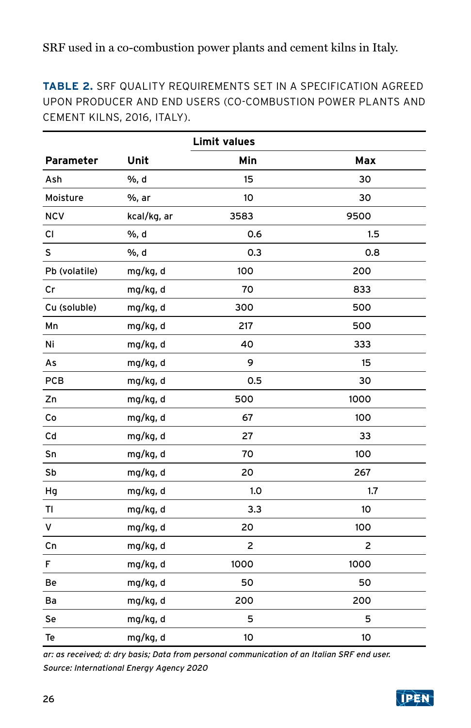SRF used in a co-combustion power plants and cement kilns in Italy.

**TABLE 2.** SRF QUALITY REQUIREMENTS SET IN A SPECIFICATION AGREED UPON PRODUCER AND END USERS (CO-COMBUSTION POWER PLANTS AND CEMENT KILNS, 2016, ITALY).

| | | Limit values | |
|---|---|---|---|
| **Parameter** | **Unit** | **Min** | **Max** |
| Ash | %, d | 15 | 30 |
| Moisture | %, ar | 10 | 30 |
| NCV | kcal/kg, ar | 3583 | 9500 |
| Cl | %, d | 0.6 | 1.5 |
| S | %, d | 0.3 | 0.8 |
| Pb (volatile) | mg/kg, d | 100 | 200 |
| Cr | mg/kg, d | 70 | 833 |
| Cu (soluble) | mg/kg, d | 300 | 500 |
| Mn | mg/kg, d | 217 | 500 |
| Ni | mg/kg, d | 40 | 333 |
| As | mg/kg, d | 9 | 15 |
| PCB | mg/kg, d | 0.5 | 30 |
| Zn | mg/kg, d | 500 | 1000 |
| Co | mg/kg, d | 67 | 100 |
| Cd | mg/kg, d | 27 | 33 |
| Sn | mg/kg, d | 70 | 100 |
| Sb | mg/kg, d | 20 | 267 |
| Hg | mg/kg, d | 1.0 | 1.7 |
| Tl | mg/kg, d | 3.3 | 10 |
| V | mg/kg, d | 20 | 100 |
| Cn | mg/kg, d | 2 | 2 |
| F | mg/kg, d | 1000 | 1000 |
| Be | mg/kg, d | 50 | 50 |
| Ba | mg/kg, d | 200 | 200 |
| Se | mg/kg, d | 5 | 5 |
| Te | mg/kg, d | 10 | 10 |

*ar: as received; d: dry basis; Data from personal communication of an Italian SRF end user.*

*Source: International Energy Agency 2020*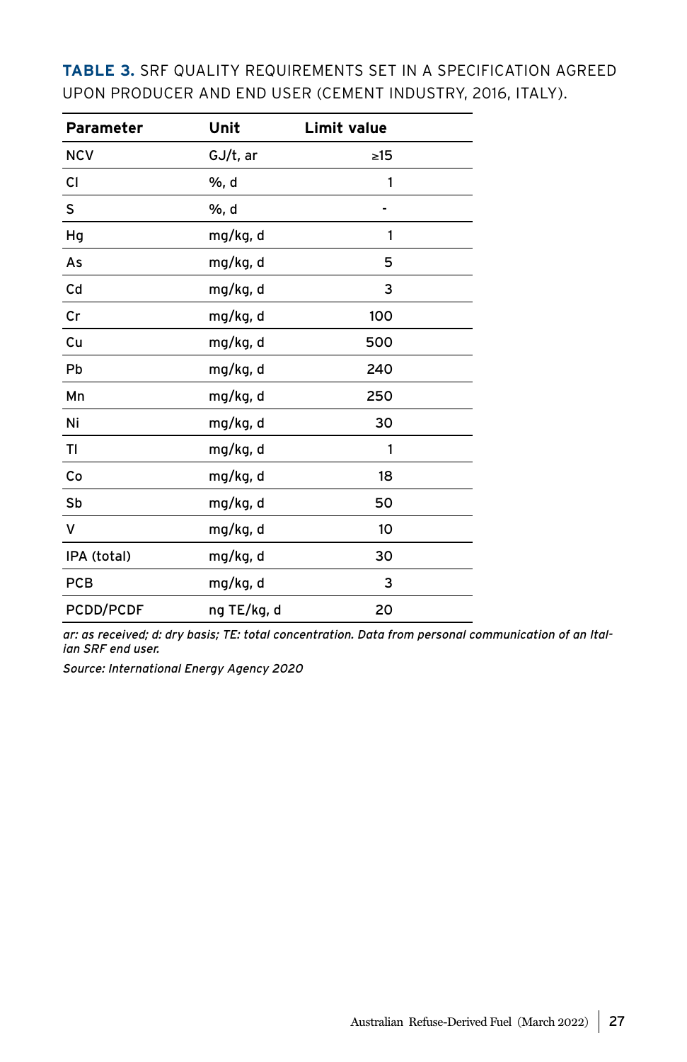**TABLE 3.** SRF QUALITY REQUIREMENTS SET IN A SPECIFICATION AGREED UPON PRODUCER AND END USER (CEMENT INDUSTRY, 2016, ITALY).

| Parameter | Unit | Limit value |
|---|---|---|
| NCV | GJ/t, ar | ≥15 |
| Cl | %, d | 1 |
| S | %, d | - |
| Hg | mg/kg, d | 1 |
| As | mg/kg, d | 5 |
| Cd | mg/kg, d | 3 |
| Cr | mg/kg, d | 100 |
| Cu | mg/kg, d | 500 |
| Pb | mg/kg, d | 240 |
| Mn | mg/kg, d | 250 |
| Ni | mg/kg, d | 30 |
| Tl | mg/kg, d | 1 |
| Co | mg/kg, d | 18 |
| Sb | mg/kg, d | 50 |
| V | mg/kg, d | 10 |
| IPA (total) | mg/kg, d | 30 |
| PCB | mg/kg, d | 3 |
| PCDD/PCDF | ng TE/kg, d | 20 |

*ar: as received; d: dry basis; TE: total concentration. Data from personal communication of an Italian SRF end user.*

*Source: International Energy Agency 2020*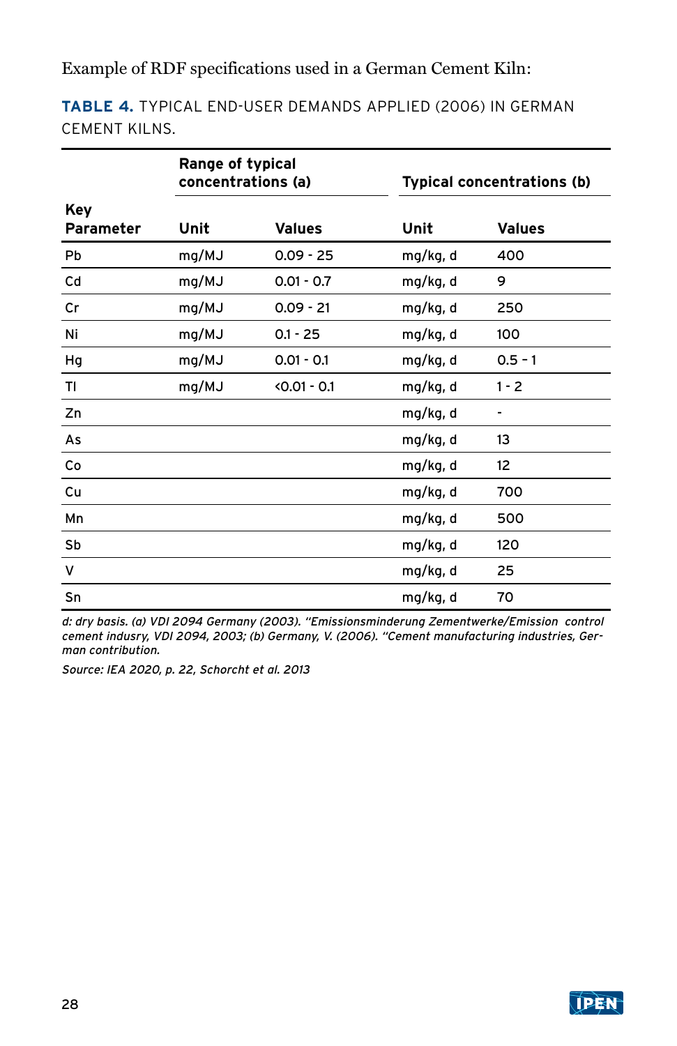Example of RDF specifications used in a German Cement Kiln:

**TABLE 4.** TYPICAL END-USER DEMANDS APPLIED (2006) IN GERMAN CEMENT KILNS.

| Key Parameter | Range of typical concentrations (a) | | Typical concentrations (b) | |
|---|---|---|---|---|
| | Unit | Values | Unit | Values |
| Pb | mg/MJ | 0.09 - 25 | mg/kg, d | 400 |
| Cd | mg/MJ | 0.01 - 0.7 | mg/kg, d | 9 |
| Cr | mg/MJ | 0.09 - 21 | mg/kg, d | 250 |
| Ni | mg/MJ | 0.1 - 25 | mg/kg, d | 100 |
| Hg | mg/MJ | 0.01 - 0.1 | mg/kg, d | 0.5 - 1 |
| Tl | mg/MJ | <0.01 - 0.1 | mg/kg, d | 1 - 2 |
| Zn | | | mg/kg, d | - |
| As | | | mg/kg, d | 13 |
| Co | | | mg/kg, d | 12 |
| Cu | | | mg/kg, d | 700 |
| Mn | | | mg/kg, d | 500 |
| Sb | | | mg/kg, d | 120 |
| V | | | mg/kg, d | 25 |
| Sn | | | mg/kg, d | 70 |

*d: dry basis. (a) VDI 2094 Germany (2003). "Emissionsminderung Zementwerke/Emission control cement indusry, VDI 2094, 2003; (b) Germany, V. (2006). "Cement manufacturing industries, German contribution.*

*Source: IEA 2020, p. 22, Schorcht et al. 2013*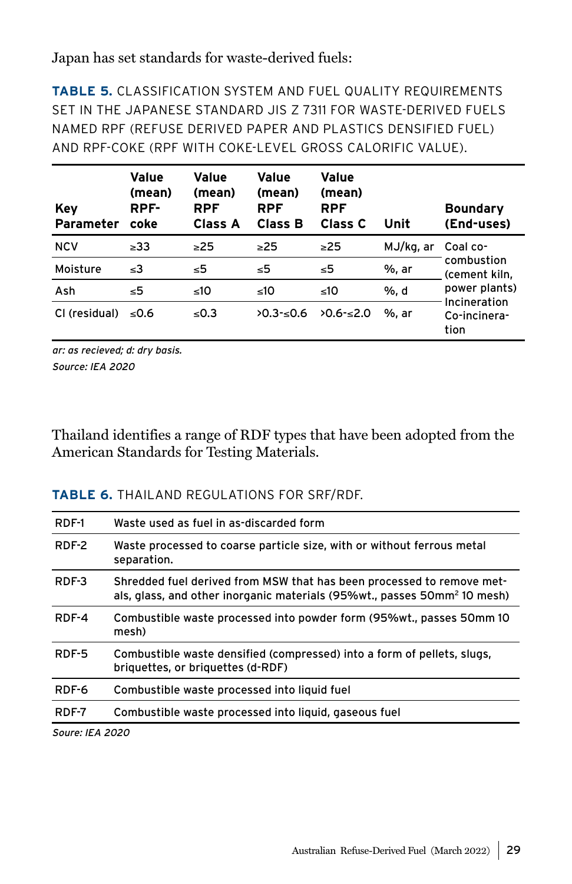Japan has set standards for waste-derived fuels:

**TABLE 5.** CLASSIFICATION SYSTEM AND FUEL QUALITY REQUIREMENTS SET IN THE JAPANESE STANDARD JIS Z 7311 FOR WASTE-DERIVED FUELS NAMED RPF (REFUSE DERIVED PAPER AND PLASTICS DENSIFIED FUEL) AND RPF-COKE (RPF WITH COKE-LEVEL GROSS CALORIFIC VALUE).

| Key Parameter | Value (mean) RPF-coke | Value (mean) RPF Class A | Value (mean) RPF Class B | Value (mean) RPF Class C | Unit | Boundary (End-uses) |
|---|---|---|---|---|---|---|
| NCV | ≥33 | ≥25 | ≥25 | ≥25 | MJ/kg, ar | Coal co-combustion (cement kiln, power plants) |
| Moisture | ≤3 | ≤5 | ≤5 | ≤5 | %, ar | |
| Ash | ≤5 | ≤10 | ≤10 | ≤10 | %, d | |
| Cl (residual) | ≤0.6 | ≤0.3 | >0.3-≤0.6 | >0.6-≤2.0 | %, ar | Incineration Co-incineration |

*ar: as recieved; d: dry basis.*

*Source: IEA 2020*

Thailand identifies a range of RDF types that have been adopted from the American Standards for Testing Materials.

**TABLE 6.** THAILAND REGULATIONS FOR SRF/RDF.

| | |
|---|---|
| RDF-1 | Waste used as fuel in as-discarded form |
| RDF-2 | Waste processed to coarse particle size, with or without ferrous metal separation. |
| RDF-3 | Shredded fuel derived from MSW that has been processed to remove metals, glass, and other inorganic materials (95%wt., passes 50mm² 10 mesh) |
| RDF-4 | Combustible waste processed into powder form (95%wt., passes 50mm 10 mesh) |
| RDF-5 | Combustible waste densified (compressed) into a form of pellets, slugs, briquettes, or briquettes (d-RDF) |
| RDF-6 | Combustible waste processed into liquid fuel |
| RDF-7 | Combustible waste processed into liquid, gaseous fuel |

*Soure: IEA 2020*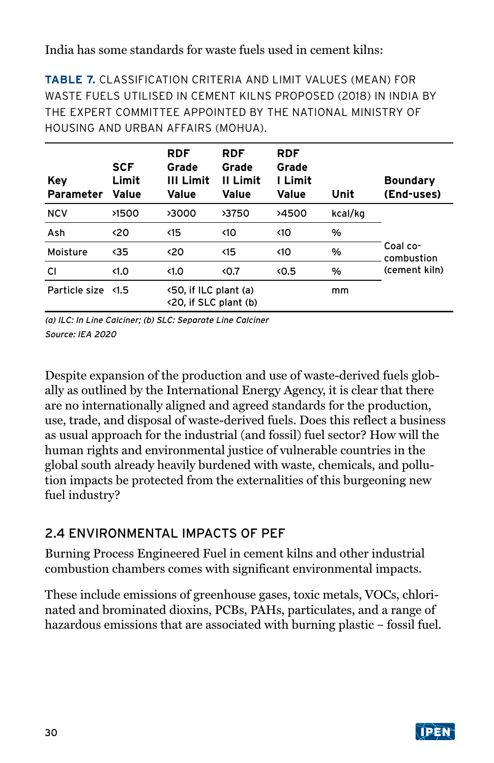India has some standards for waste fuels used in cement kilns:

**TABLE 7.** CLASSIFICATION CRITERIA AND LIMIT VALUES (MEAN) FOR WASTE FUELS UTILISED IN CEMENT KILNS PROPOSED (2018) IN INDIA BY THE EXPERT COMMITTEE APPOINTED BY THE NATIONAL MINISTRY OF HOUSING AND URBAN AFFAIRS (MOHUA).

| Key Parameter | SCF Limit Value | RDF Grade III Limit Value | RDF Grade II Limit Value | RDF Grade I Limit Value | Unit | Boundary (End-uses) |
|---|---|---|---|---|---|---|
| NCV | >1500 | >3000 | >3750 | >4500 | kcal/kg | Coal co-combustion (cement kiln) |
| Ash | <20 | <15 | <10 | <10 | % | |
| Moisture | <35 | <20 | <15 | <10 | % | |
| Cl | <1.0 | <1.0 | <0.7 | <0.5 | % | |
| Particle size | <1.5 | <50, if ILC plant (a) <20, if SLC plant (b) | | | mm | |

*(a) ILC: In Line Calciner; (b) SLC: Separate Line Calciner*

*Source: IEA 2020*

Despite expansion of the production and use of waste-derived fuels globally as outlined by the International Energy Agency, it is clear that there are no internationally aligned and agreed standards for the production, use, trade, and disposal of waste-derived fuels. Does this reflect a business as usual approach for the industrial (and fossil) fuel sector? How will the human rights and environmental justice of vulnerable countries in the global south already heavily burdened with waste, chemicals, and pollution impacts be protected from the externalities of this burgeoning new fuel industry?

## 2.4 ENVIRONMENTAL IMPACTS OF PEF

Burning Process Engineered Fuel in cement kilns and other industrial combustion chambers comes with significant environmental impacts.

These include emissions of greenhouse gases, toxic metals, VOCs, chlorinated and brominated dioxins, PCBs, PAHs, particulates, and a range of hazardous emissions that are associated with burning plastic – fossil fuel.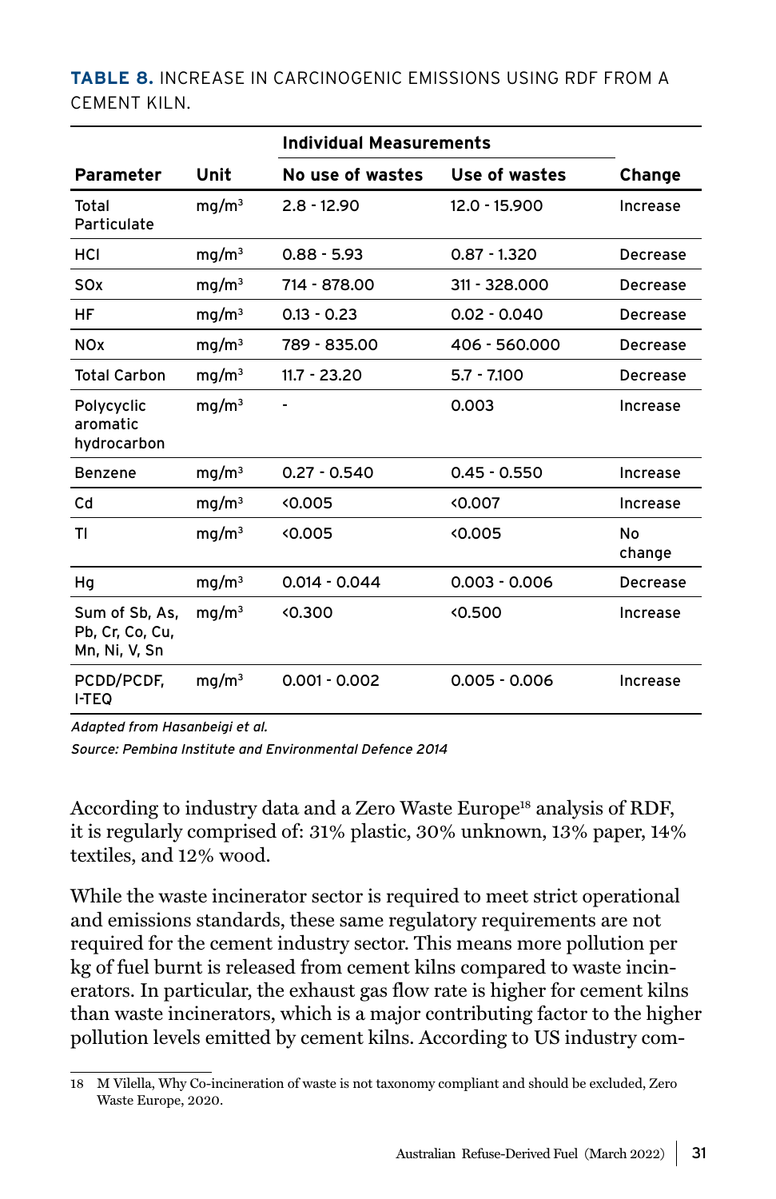**TABLE 8.** INCREASE IN CARCINOGENIC EMISSIONS USING RDF FROM A CEMENT KILN.

| Parameter | Unit | Individual Measurements | | Change |
|---|---|---|---|---|
| | | No use of wastes | Use of wastes | |
| Total Particulate | $mg/m^3$ | 2.8 - 12.90 | 12.0 - 15.900 | Increase |
| HCl | $mg/m^3$ | 0.88 - 5.93 | 0.87 - 1.320 | Decrease |
| SOx | $mg/m^3$ | 714 - 878.00 | 311 - 328.000 | Decrease |
| HF | $mg/m^3$ | 0.13 - 0.23 | 0.02 - 0.040 | Decrease |
| NOx | $mg/m^3$ | 789 - 835.00 | 406 - 560.000 | Decrease |
| Total Carbon | $mg/m^3$ | 11.7 - 23.20 | 5.7 - 7.100 | Decrease |
| Polycyclic aromatic hydrocarbon | $mg/m^3$ | - | 0.003 | Increase |
| Benzene | $mg/m^3$ | 0.27 - 0.540 | 0.45 - 0.550 | Increase |
| Cd | $mg/m^3$ | <0.005 | <0.007 | Increase |
| Tl | $mg/m^3$ | <0.005 | <0.005 | No change |
| Hg | $mg/m^3$ | 0.014 - 0.044 | 0.003 - 0.006 | Decrease |
| Sum of Sb, As, Pb, Cr, Co, Cu, Mn, Ni, V, Sn | $mg/m^3$ | <0.300 | <0.500 | Increase |
| PCDD/PCDF, I-TEQ | $mg/m^3$ | 0.001 - 0.002 | 0.005 - 0.006 | Increase |

*Adapted from Hasanbeigi et al.*

*Source: Pembina Institute and Environmental Defence 2014*

According to industry data and a Zero Waste Europe[18] analysis of RDF, it is regularly comprised of: 31% plastic, 30% unknown, 13% paper, 14% textiles, and 12% wood.

While the waste incinerator sector is required to meet strict operational and emissions standards, these same regulatory requirements are not required for the cement industry sector. This means more pollution per kg of fuel burnt is released from cement kilns compared to waste incinerators. In particular, the exhaust gas flow rate is higher for cement kilns than waste incinerators, which is a major contributing factor to the higher pollution levels emitted by cement kilns. According to US industry com-

---

18 M Vilella, Why Co-incineration of waste is not taxonomy compliant and should be excluded, Zero Waste Europe, 2020.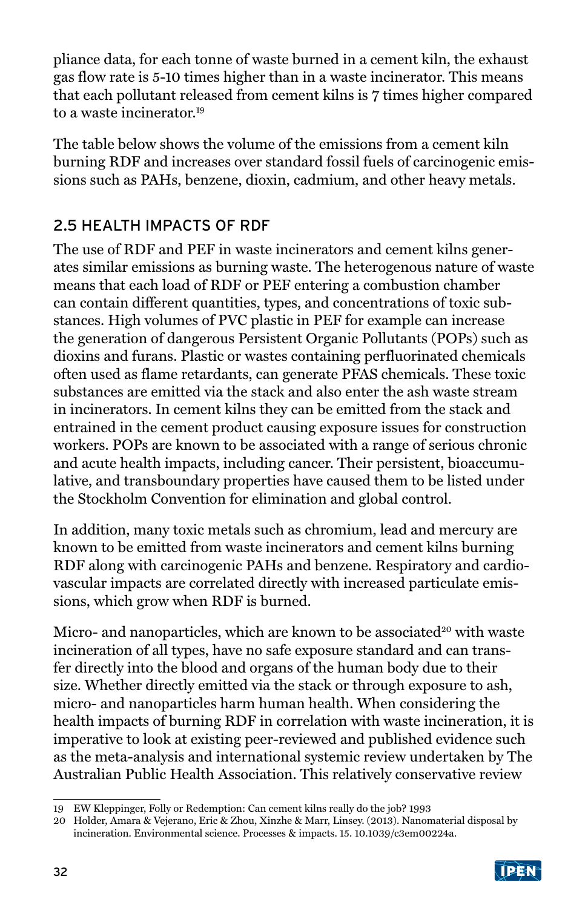pliance data, for each tonne of waste burned in a cement kiln, the exhaust gas flow rate is 5-10 times higher than in a waste incinerator. This means that each pollutant released from cement kilns is 7 times higher compared to a waste incinerator.[19]

The table below shows the volume of the emissions from a cement kiln burning RDF and increases over standard fossil fuels of carcinogenic emissions such as PAHs, benzene, dioxin, cadmium, and other heavy metals.

## 2.5 HEALTH IMPACTS OF RDF

The use of RDF and PEF in waste incinerators and cement kilns generates similar emissions as burning waste. The heterogenous nature of waste means that each load of RDF or PEF entering a combustion chamber can contain different quantities, types, and concentrations of toxic substances. High volumes of PVC plastic in PEF for example can increase the generation of dangerous Persistent Organic Pollutants (POPs) such as dioxins and furans. Plastic or wastes containing perfluorinated chemicals often used as flame retardants, can generate PFAS chemicals. These toxic substances are emitted via the stack and also enter the ash waste stream in incinerators. In cement kilns they can be emitted from the stack and entrained in the cement product causing exposure issues for construction workers. POPs are known to be associated with a range of serious chronic and acute health impacts, including cancer. Their persistent, bioaccumulative, and transboundary properties have caused them to be listed under the Stockholm Convention for elimination and global control.

In addition, many toxic metals such as chromium, lead and mercury are known to be emitted from waste incinerators and cement kilns burning RDF along with carcinogenic PAHs and benzene. Respiratory and cardiovascular impacts are correlated directly with increased particulate emissions, which grow when RDF is burned.

Micro- and nanoparticles, which are known to be associated[20] with waste incineration of all types, have no safe exposure standard and can transfer directly into the blood and organs of the human body due to their size. Whether directly emitted via the stack or through exposure to ash, micro- and nanoparticles harm human health. When considering the health impacts of burning RDF in correlation with waste incineration, it is imperative to look at existing peer-reviewed and published evidence such as the meta-analysis and international systemic review undertaken by The Australian Public Health Association. This relatively conservative review

---

19 EW Kleppinger, Folly or Redemption: Can cement kilns really do the job? 1993

20 Holder, Amara & Vejerano, Eric & Zhou, Xinzhe & Marr, Linsey. (2013). Nanomaterial disposal by incineration. Environmental science. Processes & impacts. 15. 10.1039/c3em00224a.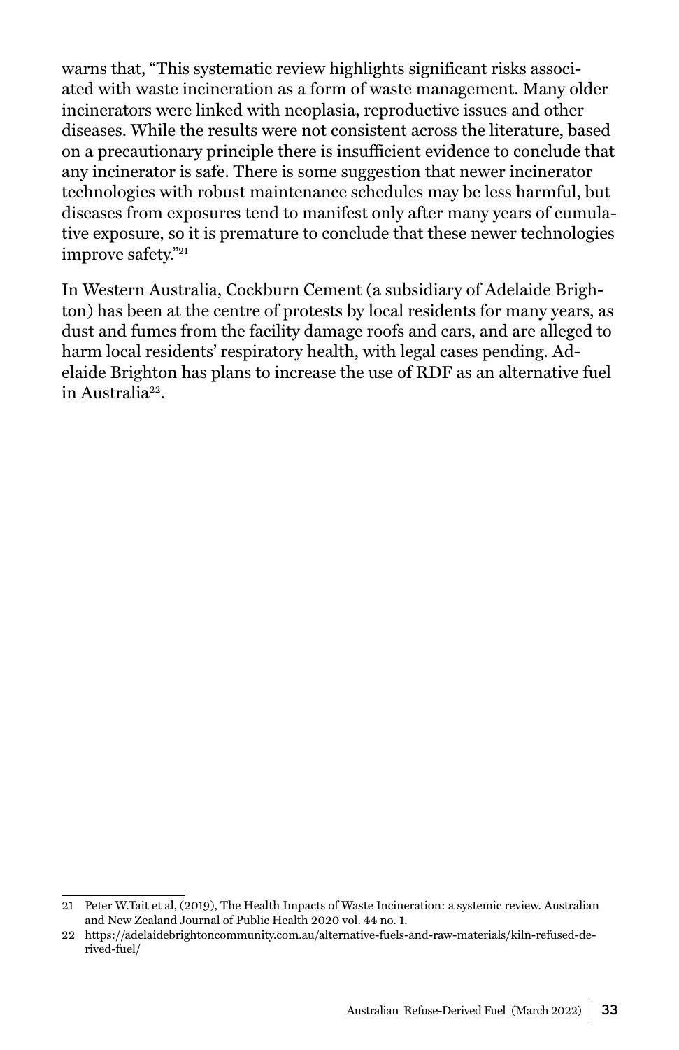warns that, "This systematic review highlights significant risks associated with waste incineration as a form of waste management. Many older incinerators were linked with neoplasia, reproductive issues and other diseases. While the results were not consistent across the literature, based on a precautionary principle there is insufficient evidence to conclude that any incinerator is safe. There is some suggestion that newer incinerator technologies with robust maintenance schedules may be less harmful, but diseases from exposures tend to manifest only after many years of cumulative exposure, so it is premature to conclude that these newer technologies improve safety."[21]

In Western Australia, Cockburn Cement (a subsidiary of Adelaide Brighton) has been at the centre of protests by local residents for many years, as dust and fumes from the facility damage roofs and cars, and are alleged to harm local residents' respiratory health, with legal cases pending. Adelaide Brighton has plans to increase the use of RDF as an alternative fuel in Australia[22].

---

21 Peter W.Tait et al, (2019), The Health Impacts of Waste Incineration: a systemic review. Australian and New Zealand Journal of Public Health 2020 vol. 44 no. 1.

22 https://adelaidebrightoncommunity.com.au/alternative-fuels-and-raw-materials/kiln-refused-derived-fuel/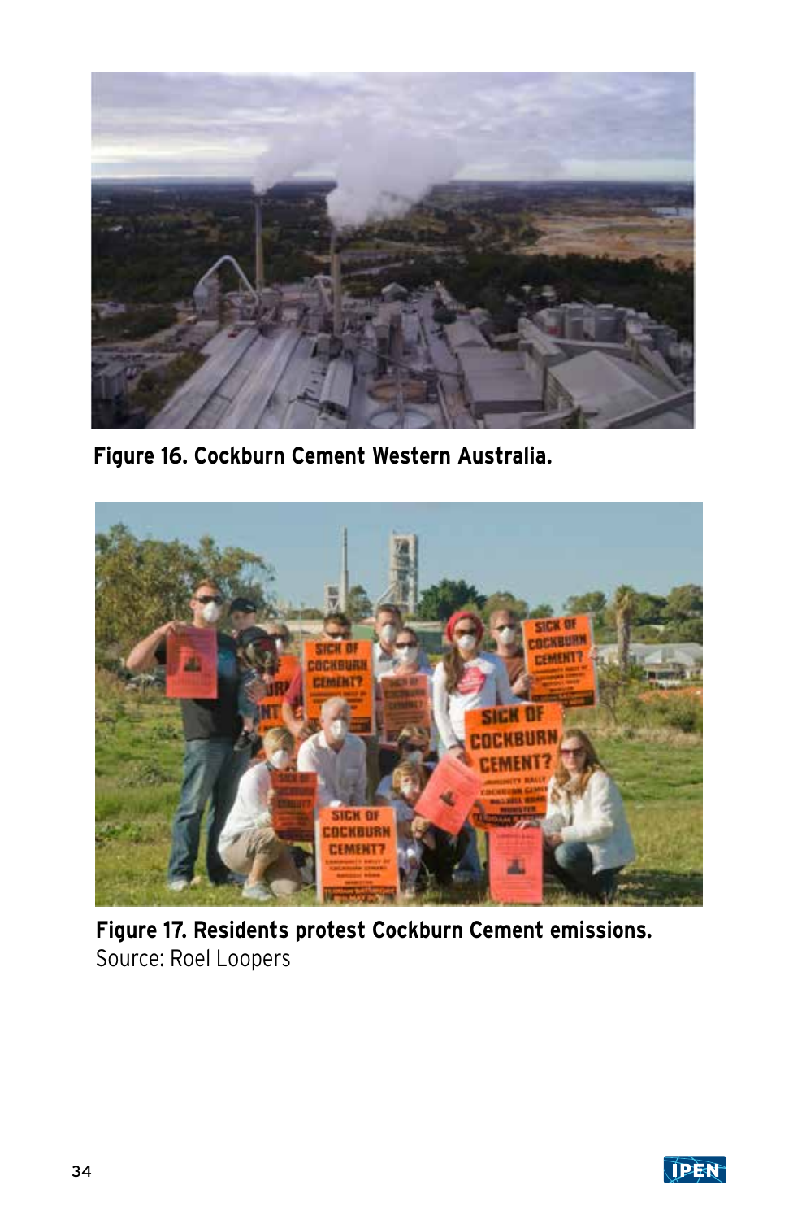**Figure 16. Cockburn Cement Western Australia.**

**Figure 17. Residents protest Cockburn Cement emissions.**
Source: Roel Loopers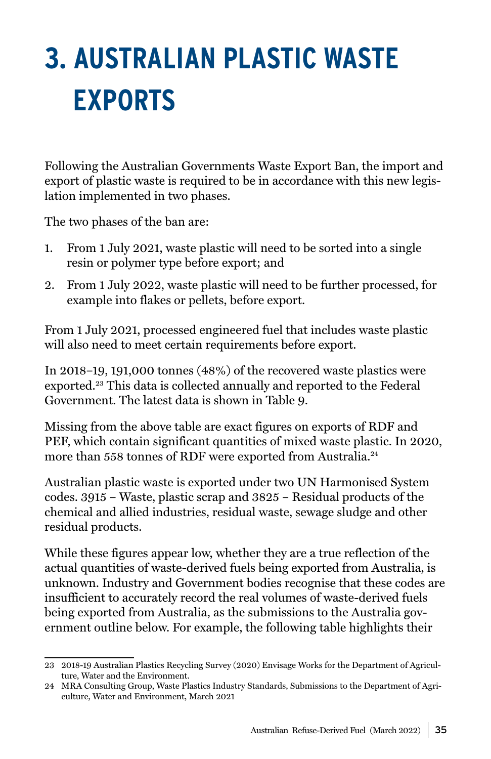# 3. AUSTRALIAN PLASTIC WASTE EXPORTS

Following the Australian Governments Waste Export Ban, the import and export of plastic waste is required to be in accordance with this new legislation implemented in two phases.

The two phases of the ban are:

1. From 1 July 2021, waste plastic will need to be sorted into a single resin or polymer type before export; and
2. From 1 July 2022, waste plastic will need to be further processed, for example into flakes or pellets, before export.

From 1 July 2021, processed engineered fuel that includes waste plastic will also need to meet certain requirements before export.

In 2018–19, 191,000 tonnes (48%) of the recovered waste plastics were exported.[23] This data is collected annually and reported to the Federal Government. The latest data is shown in Table 9.

Missing from the above table are exact figures on exports of RDF and PEF, which contain significant quantities of mixed waste plastic. In 2020, more than 558 tonnes of RDF were exported from Australia.[24]

Australian plastic waste is exported under two UN Harmonised System codes. 3915 – Waste, plastic scrap and 3825 – Residual products of the chemical and allied industries, residual waste, sewage sludge and other residual products.

While these figures appear low, whether they are a true reflection of the actual quantities of waste-derived fuels being exported from Australia, is unknown. Industry and Government bodies recognise that these codes are insufficient to accurately record the real volumes of waste-derived fuels being exported from Australia, as the submissions to the Australia government outline below. For example, the following table highlights their

23 2018-19 Australian Plastics Recycling Survey (2020) Envisage Works for the Department of Agriculture, Water and the Environment.

24 MRA Consulting Group, Waste Plastics Industry Standards, Submissions to the Department of Agriculture, Water and Environment, March 2021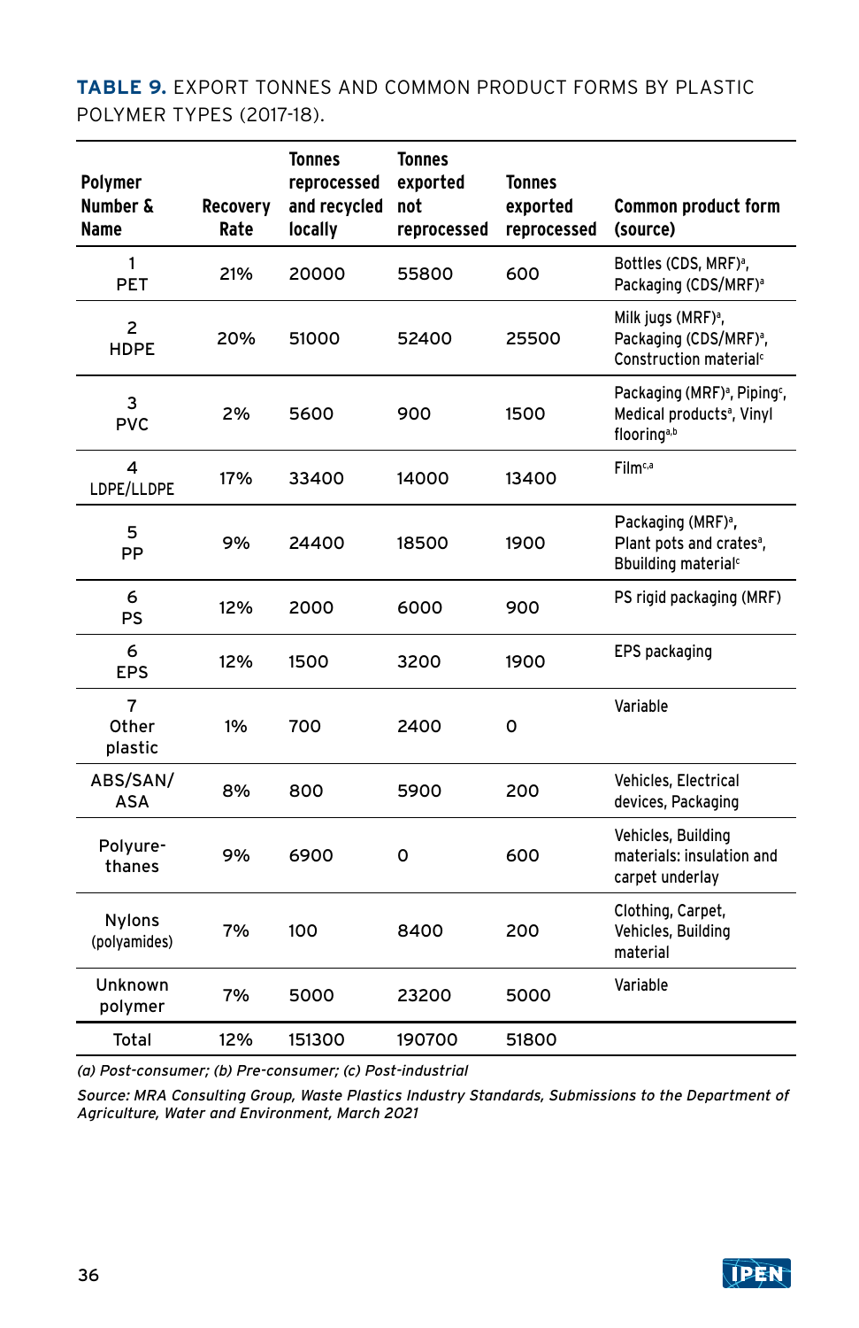**TABLE 9.** EXPORT TONNES AND COMMON PRODUCT FORMS BY PLASTIC POLYMER TYPES (2017-18).

| Polymer Number & Name | Recovery Rate | Tonnes reprocessed and recycled locally | Tonnes exported not reprocessed | Tonnes exported reprocessed | Common product form (source) |
|---|---|---|---|---|---|
| 1 PET | 21% | 20000 | 55800 | 600 | Bottles (CDS, MRF)[a], Packaging (CDS/MRF)[a] |
| 2 HDPE | 20% | 51000 | 52400 | 25500 | Milk jugs (MRF)[a], Packaging (CDS/MRF)[a], Construction material[c] |
| 3 PVC | 2% | 5600 | 900 | 1500 | Packaging (MRF)[a], Piping[c], Medical products[a], Vinyl flooring[a,b] |
| 4 LDPE/LLDPE | 17% | 33400 | 14000 | 13400 | Film[c,a] |
| 5 PP | 9% | 24400 | 18500 | 1900 | Packaging (MRF)[a], Plant pots and crates[a], Bbuilding material[c] |
| 6 PS | 12% | 2000 | 6000 | 900 | PS rigid packaging (MRF) |
| 6 EPS | 12% | 1500 | 3200 | 1900 | EPS packaging |
| 7 Other plastic | 1% | 700 | 2400 | 0 | Variable |
| ABS/SAN/ ASA | 8% | 800 | 5900 | 200 | Vehicles, Electrical devices, Packaging |
| Polyure-thanes | 9% | 6900 | 0 | 600 | Vehicles, Building materials: insulation and carpet underlay |
| Nylons (polyamides) | 7% | 100 | 8400 | 200 | Clothing, Carpet, Vehicles, Building material |
| Unknown polymer | 7% | 5000 | 23200 | 5000 | Variable |
| Total | 12% | 151300 | 190700 | 51800 | |

*(a) Post-consumer; (b) Pre-consumer; (c) Post-industrial*

*Source: MRA Consulting Group, Waste Plastics Industry Standards, Submissions to the Department of Agriculture, Water and Environment, March 2021*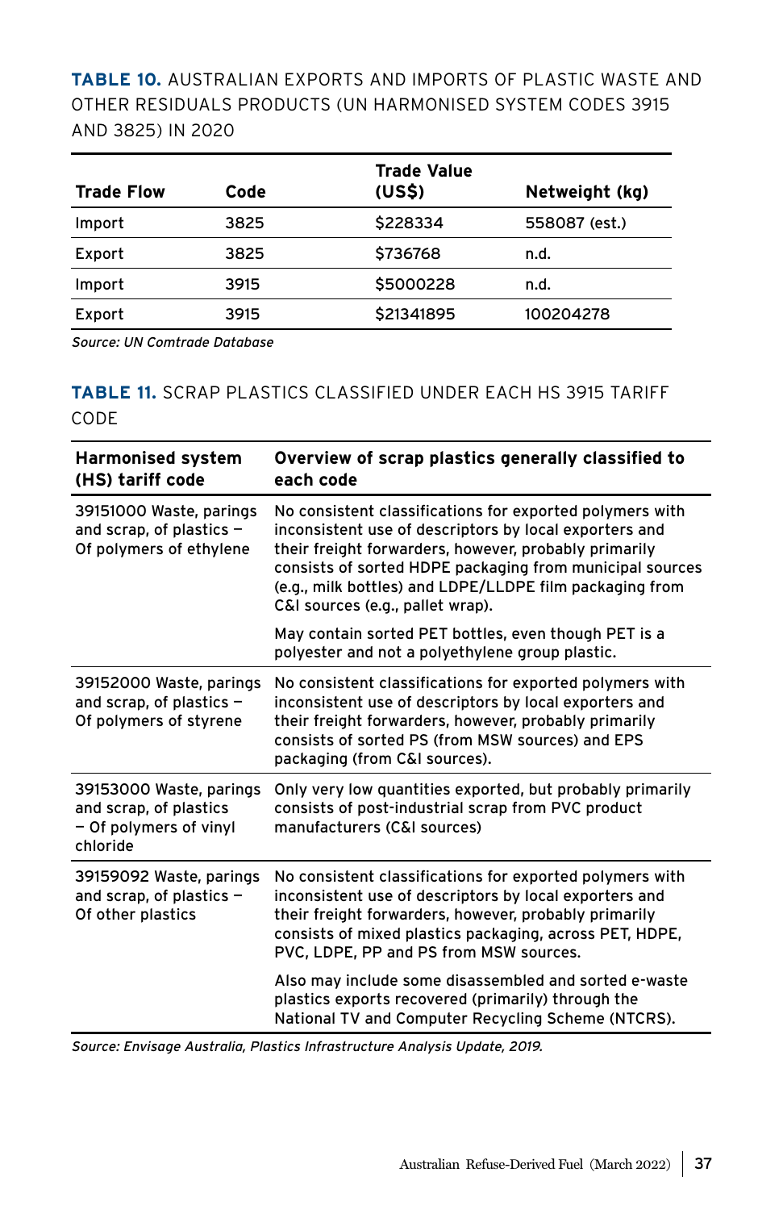**TABLE 10.** AUSTRALIAN EXPORTS AND IMPORTS OF PLASTIC WASTE AND OTHER RESIDUALS PRODUCTS (UN HARMONISED SYSTEM CODES 3915 AND 3825) IN 2020

| Trade Flow | Code | Trade Value (US$) | Netweight (kg) |
|---|---|---|---|
| Import | 3825 | $228334 | 558087 (est.) |
| Export | 3825 | $736768 | n.d. |
| Import | 3915 | $5000228 | n.d. |
| Export | 3915 | $21341895 | 100204278 |

*Source: UN Comtrade Database*

**TABLE 11.** SCRAP PLASTICS CLASSIFIED UNDER EACH HS 3915 TARIFF CODE

| Harmonised system (HS) tariff code | Overview of scrap plastics generally classified to each code |
|---|---|
| 39151000 Waste, parings and scrap, of plastics – Of polymers of ethylene | No consistent classifications for exported polymers with inconsistent use of descriptors by local exporters and their freight forwarders, however, probably primarily consists of sorted HDPE packaging from municipal sources (e.g., milk bottles) and LDPE/LLDPE film packaging from C&I sources (e.g., pallet wrap).<br><br>May contain sorted PET bottles, even though PET is a polyester and not a polyethylene group plastic. |
| 39152000 Waste, parings and scrap, of plastics – Of polymers of styrene | No consistent classifications for exported polymers with inconsistent use of descriptors by local exporters and their freight forwarders, however, probably primarily consists of sorted PS (from MSW sources) and EPS packaging (from C&I sources). |
| 39153000 Waste, parings and scrap, of plastics – Of polymers of vinyl chloride | Only very low quantities exported, but probably primarily consists of post-industrial scrap from PVC product manufacturers (C&I sources) |
| 39159092 Waste, parings and scrap, of plastics – Of other plastics | No consistent classifications for exported polymers with inconsistent use of descriptors by local exporters and their freight forwarders, however, probably primarily consists of mixed plastics packaging, across PET, HDPE, PVC, LDPE, PP and PS from MSW sources.<br><br>Also may include some disassembled and sorted e-waste plastics exports recovered (primarily) through the National TV and Computer Recycling Scheme (NTCRS). |

*Source: Envisage Australia, Plastics Infrastructure Analysis Update, 2019.*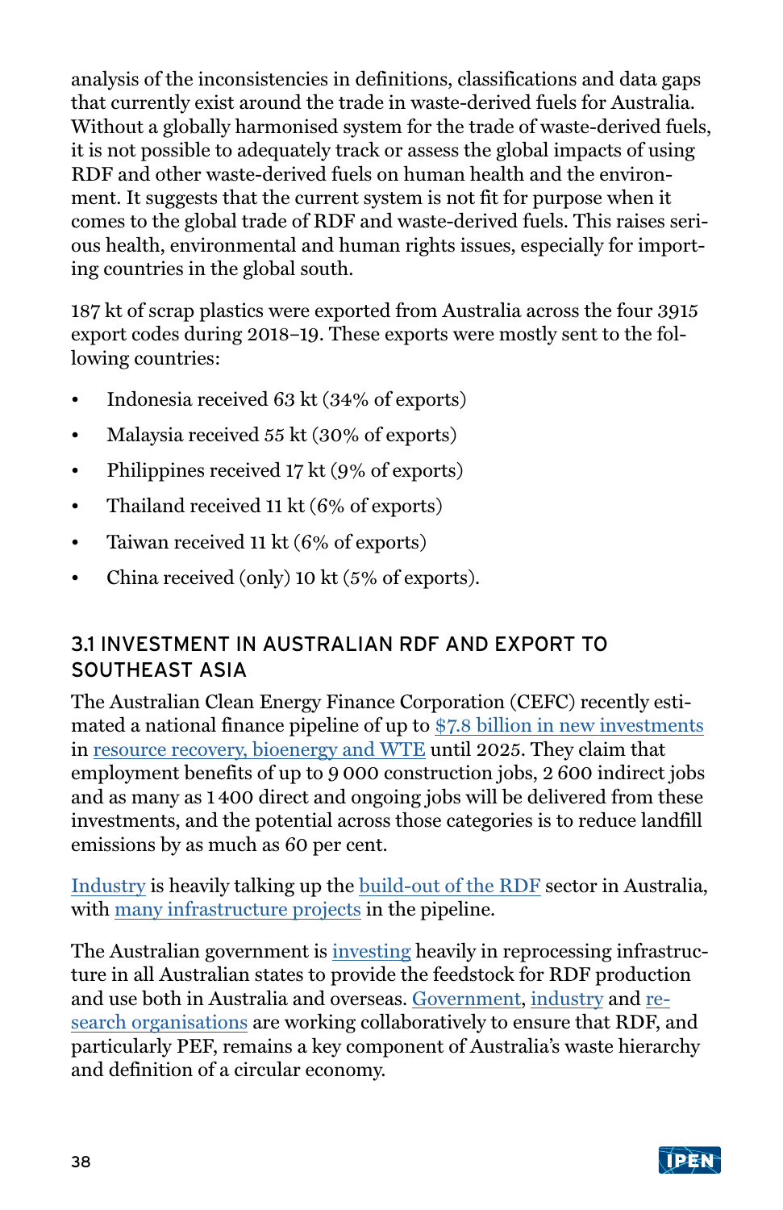analysis of the inconsistencies in definitions, classifications and data gaps that currently exist around the trade in waste-derived fuels for Australia. Without a globally harmonised system for the trade of waste-derived fuels, it is not possible to adequately track or assess the global impacts of using RDF and other waste-derived fuels on human health and the environment. It suggests that the current system is not fit for purpose when it comes to the global trade of RDF and waste-derived fuels. This raises serious health, environmental and human rights issues, especially for importing countries in the global south.

187 kt of scrap plastics were exported from Australia across the four 3915 export codes during 2018–19. These exports were mostly sent to the following countries:

- Indonesia received 63 kt (34% of exports)
- Malaysia received 55 kt (30% of exports)
- Philippines received 17 kt (9% of exports)
- Thailand received 11 kt (6% of exports)
- Taiwan received 11 kt (6% of exports)
- China received (only) 10 kt (5% of exports).

## 3.1 INVESTMENT IN AUSTRALIAN RDF AND EXPORT TO SOUTHEAST ASIA

The Australian Clean Energy Finance Corporation (CEFC) recently estimated a national finance pipeline of up to $7.8 billion in new investments in resource recovery, bioenergy and WTE until 2025. They claim that employment benefits of up to 9 000 construction jobs, 2 600 indirect jobs and as many as 1 400 direct and ongoing jobs will be delivered from these investments, and the potential across those categories is to reduce landfill emissions by as much as 60 per cent.

Industry is heavily talking up the build-out of the RDF sector in Australia, with many infrastructure projects in the pipeline.

The Australian government is investing heavily in reprocessing infrastructure in all Australian states to provide the feedstock for RDF production and use both in Australia and overseas. Government, industry and research organisations are working collaboratively to ensure that RDF, and particularly PEF, remains a key component of Australia's waste hierarchy and definition of a circular economy.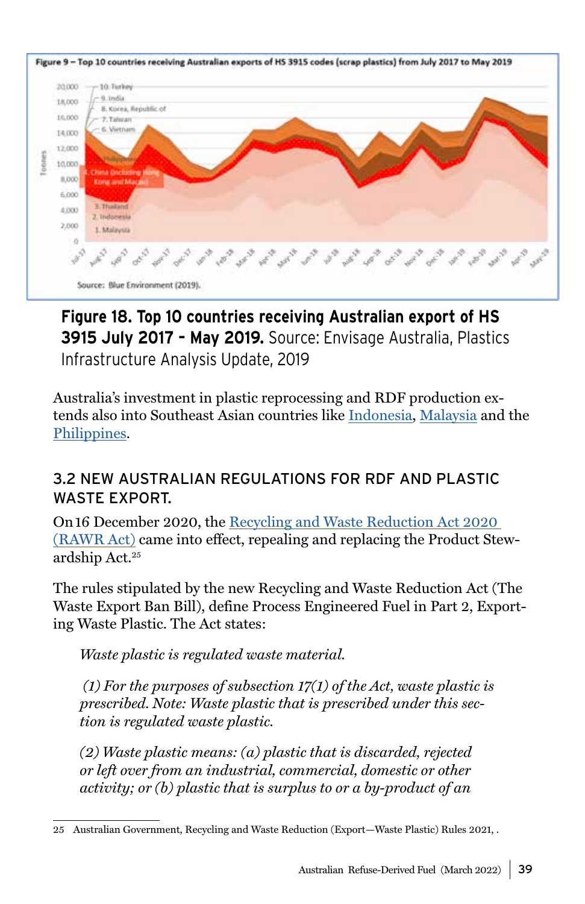**Figure 18. Top 10 countries receiving Australian export of HS 3915 July 2017 – May 2019.** Source: Envisage Australia, Plastics Infrastructure Analysis Update, 2019

Australia's investment in plastic reprocessing and RDF production extends also into Southeast Asian countries like Indonesia, Malaysia and the Philippines.

### 3.2 NEW AUSTRALIAN REGULATIONS FOR RDF AND PLASTIC WASTE EXPORT.

On 16 December 2020, the Recycling and Waste Reduction Act 2020 (RAWR Act) came into effect, repealing and replacing the Product Stewardship Act.[25]

The rules stipulated by the new Recycling and Waste Reduction Act (The Waste Export Ban Bill), define Process Engineered Fuel in Part 2, Exporting Waste Plastic. The Act states:

*Waste plastic is regulated waste material.*

*(1) For the purposes of subsection 17(1) of the Act, waste plastic is prescribed. Note: Waste plastic that is prescribed under this section is regulated waste plastic.*

*(2) Waste plastic means: (a) plastic that is discarded, rejected or left over from an industrial, commercial, domestic or other activity; or (b) plastic that is surplus to or a by-product of an*

25 Australian Government, Recycling and Waste Reduction (Export—Waste Plastic) Rules 2021, .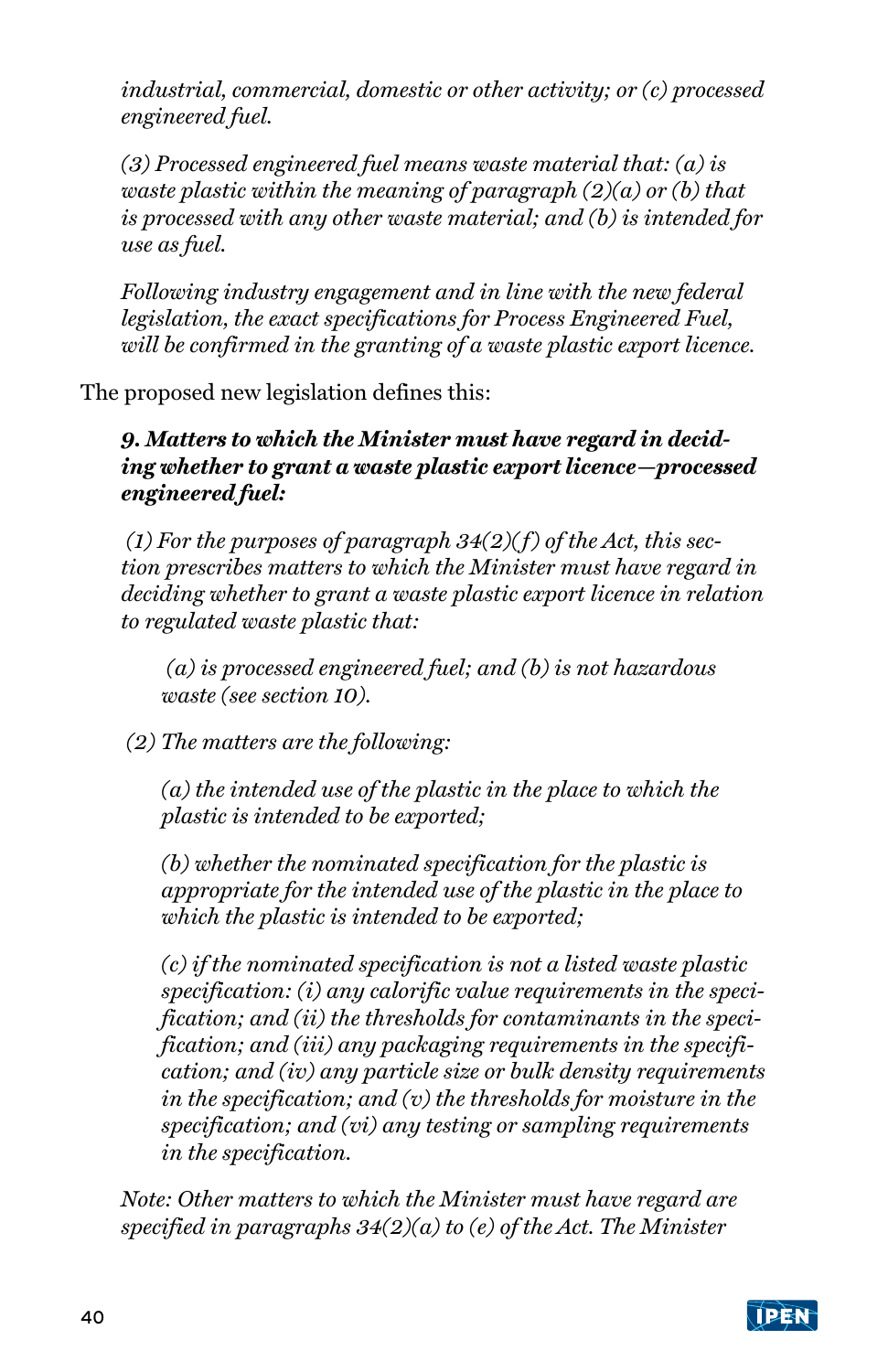*industrial, commercial, domestic or other activity; or (c) processed engineered fuel.*

*(3) Processed engineered fuel means waste material that: (a) is waste plastic within the meaning of paragraph (2)(a) or (b) that is processed with any other waste material; and (b) is intended for use as fuel.*

*Following industry engagement and in line with the new federal legislation, the exact specifications for Process Engineered Fuel, will be confirmed in the granting of a waste plastic export licence.*

The proposed new legislation defines this:

***9. Matters to which the Minister must have regard in deciding whether to grant a waste plastic export licence—processed engineered fuel:***

*(1) For the purposes of paragraph 34(2)(f) of the Act, this section prescribes matters to which the Minister must have regard in deciding whether to grant a waste plastic export licence in relation to regulated waste plastic that:*

*(a) is processed engineered fuel; and (b) is not hazardous waste (see section 10).*

*(2) The matters are the following:*

*(a) the intended use of the plastic in the place to which the plastic is intended to be exported;*

*(b) whether the nominated specification for the plastic is appropriate for the intended use of the plastic in the place to which the plastic is intended to be exported;*

*(c) if the nominated specification is not a listed waste plastic specification: (i) any calorific value requirements in the specification; and (ii) the thresholds for contaminants in the specification; and (iii) any packaging requirements in the specification; and (iv) any particle size or bulk density requirements in the specification; and (v) the thresholds for moisture in the specification; and (vi) any testing or sampling requirements in the specification.*

*Note: Other matters to which the Minister must have regard are specified in paragraphs 34(2)(a) to (e) of the Act. The Minister*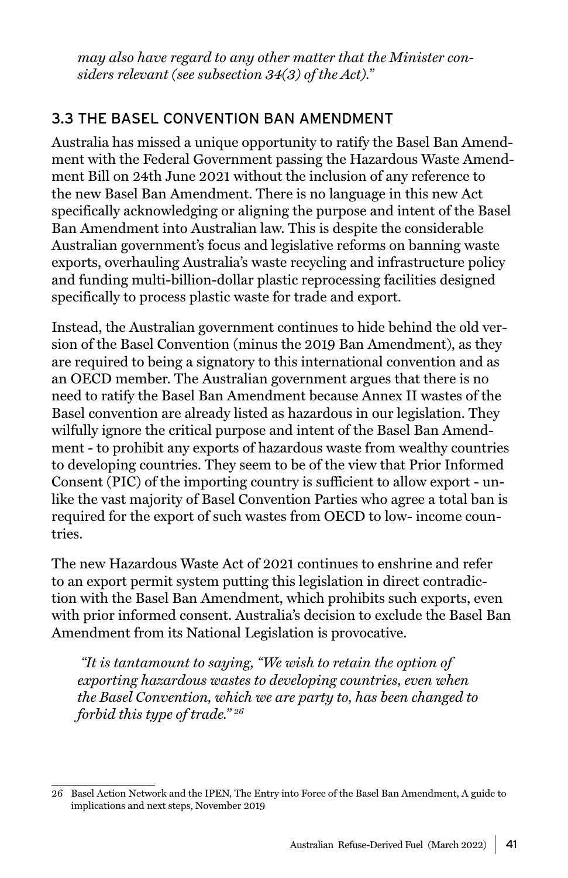*may also have regard to any other matter that the Minister considers relevant (see subsection 34(3) of the Act)."*

## 3.3 THE BASEL CONVENTION BAN AMENDMENT

Australia has missed a unique opportunity to ratify the Basel Ban Amendment with the Federal Government passing the Hazardous Waste Amendment Bill on 24th June 2021 without the inclusion of any reference to the new Basel Ban Amendment. There is no language in this new Act specifically acknowledging or aligning the purpose and intent of the Basel Ban Amendment into Australian law. This is despite the considerable Australian government's focus and legislative reforms on banning waste exports, overhauling Australia's waste recycling and infrastructure policy and funding multi-billion-dollar plastic reprocessing facilities designed specifically to process plastic waste for trade and export.

Instead, the Australian government continues to hide behind the old version of the Basel Convention (minus the 2019 Ban Amendment), as they are required to being a signatory to this international convention and as an OECD member. The Australian government argues that there is no need to ratify the Basel Ban Amendment because Annex II wastes of the Basel convention are already listed as hazardous in our legislation. They wilfully ignore the critical purpose and intent of the Basel Ban Amendment - to prohibit any exports of hazardous waste from wealthy countries to developing countries. They seem to be of the view that Prior Informed Consent (PIC) of the importing country is sufficient to allow export - unlike the vast majority of Basel Convention Parties who agree a total ban is required for the export of such wastes from OECD to low- income countries.

The new Hazardous Waste Act of 2021 continues to enshrine and refer to an export permit system putting this legislation in direct contradiction with the Basel Ban Amendment, which prohibits such exports, even with prior informed consent. Australia's decision to exclude the Basel Ban Amendment from its National Legislation is provocative.

> *"It is tantamount to saying, "We wish to retain the option of exporting hazardous wastes to developing countries, even when the Basel Convention, which we are party to, has been changed to forbid this type of trade."* [26]

---

26 Basel Action Network and the IPEN, The Entry into Force of the Basel Ban Amendment, A guide to implications and next steps, November 2019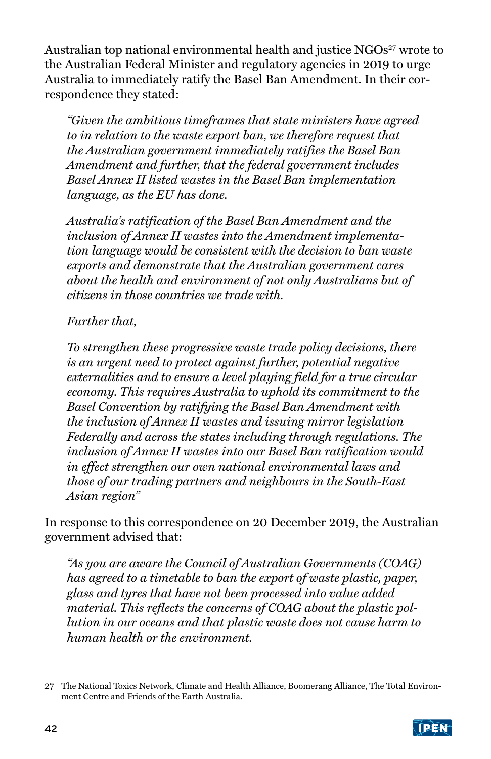Australian top national environmental health and justice NGOs[27] wrote to the Australian Federal Minister and regulatory agencies in 2019 to urge Australia to immediately ratify the Basel Ban Amendment. In their correspondence they stated:

> *"Given the ambitious timeframes that state ministers have agreed to in relation to the waste export ban, we therefore request that the Australian government immediately ratifies the Basel Ban Amendment and further, that the federal government includes Basel Annex II listed wastes in the Basel Ban implementation language, as the EU has done.*
>
> *Australia's ratification of the Basel Ban Amendment and the inclusion of Annex II wastes into the Amendment implementation language would be consistent with the decision to ban waste exports and demonstrate that the Australian government cares about the health and environment of not only Australians but of citizens in those countries we trade with.*
>
> *Further that,*
>
> *To strengthen these progressive waste trade policy decisions, there is an urgent need to protect against further, potential negative externalities and to ensure a level playing field for a true circular economy. This requires Australia to uphold its commitment to the Basel Convention by ratifying the Basel Ban Amendment with the inclusion of Annex II wastes and issuing mirror legislation Federally and across the states including through regulations. The inclusion of Annex II wastes into our Basel Ban ratification would in effect strengthen our own national environmental laws and those of our trading partners and neighbours in the South-East Asian region"*

In response to this correspondence on 20 December 2019, the Australian government advised that:

> *"As you are aware the Council of Australian Governments (COAG) has agreed to a timetable to ban the export of waste plastic, paper, glass and tyres that have not been processed into value added material. This reflects the concerns of COAG about the plastic pollution in our oceans and that plastic waste does not cause harm to human health or the environment.*

---

[27] The National Toxics Network, Climate and Health Alliance, Boomerang Alliance, The Total Environment Centre and Friends of the Earth Australia.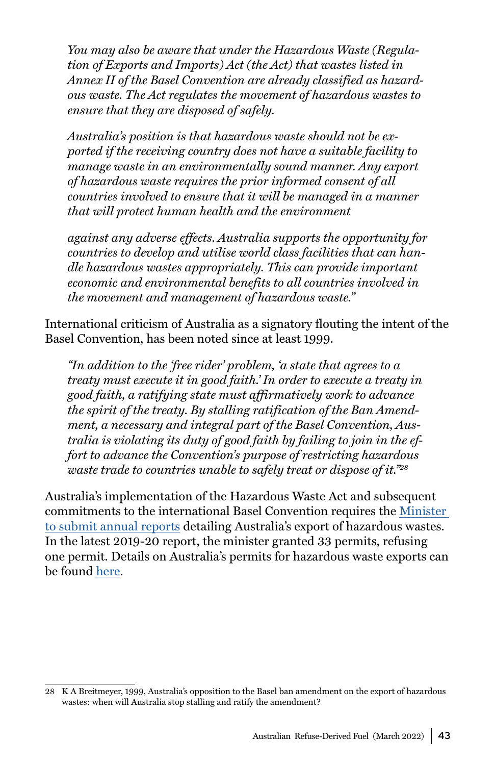> *You may also be aware that under the Hazardous Waste (Regulation of Exports and Imports) Act (the Act) that wastes listed in Annex II of the Basel Convention are already classified as hazardous waste. The Act regulates the movement of hazardous wastes to ensure that they are disposed of safely.*
>
> *Australia's position is that hazardous waste should not be exported if the receiving country does not have a suitable facility to manage waste in an environmentally sound manner. Any export of hazardous waste requires the prior informed consent of all countries involved to ensure that it will be managed in a manner that will protect human health and the environment*
>
> *against any adverse effects. Australia supports the opportunity for countries to develop and utilise world class facilities that can handle hazardous wastes appropriately. This can provide important economic and environmental benefits to all countries involved in the movement and management of hazardous waste."*

International criticism of Australia as a signatory flouting the intent of the Basel Convention, has been noted since at least 1999.

> *"In addition to the 'free rider' problem, 'a state that agrees to a treaty must execute it in good faith.' In order to execute a treaty in good faith, a ratifying state must affirmatively work to advance the spirit of the treaty. By stalling ratification of the Ban Amendment, a necessary and integral part of the Basel Convention, Australia is violating its duty of good faith by failing to join in the effort to advance the Convention's purpose of restricting hazardous waste trade to countries unable to safely treat or dispose of it."*[28]

Australia's implementation of the Hazardous Waste Act and subsequent commitments to the international Basel Convention requires the Minister to submit annual reports detailing Australia's export of hazardous wastes. In the latest 2019-20 report, the minister granted 33 permits, refusing one permit. Details on Australia's permits for hazardous waste exports can be found here.

---

28 K A Breitmeyer, 1999, Australia's opposition to the Basel ban amendment on the export of hazardous wastes: when will Australia stop stalling and ratify the amendment?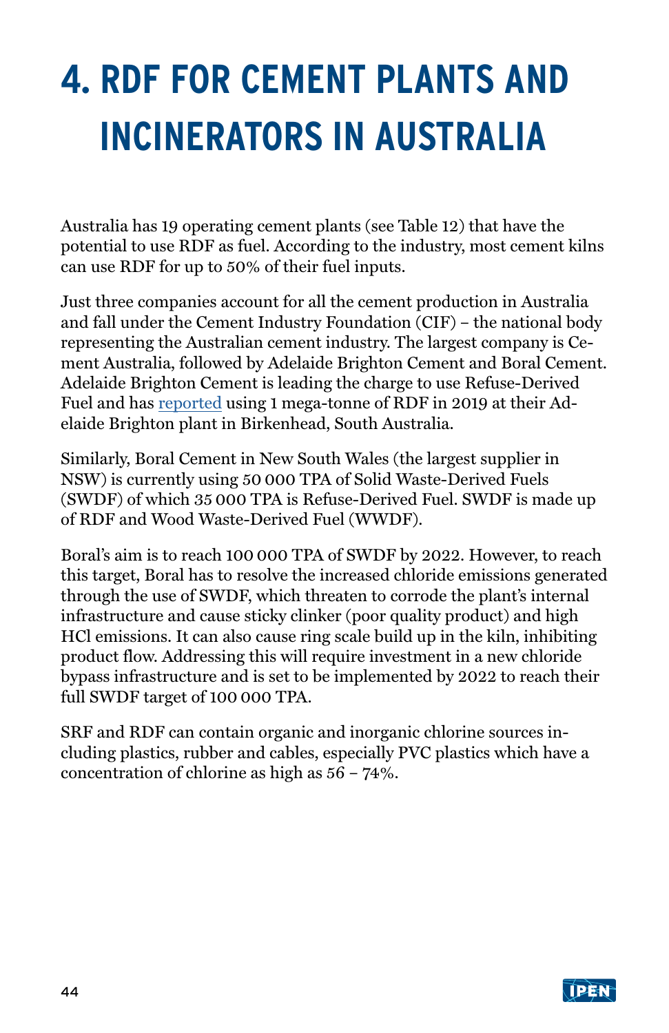# 4. RDF FOR CEMENT PLANTS AND INCINERATORS IN AUSTRALIA

Australia has 19 operating cement plants (see Table 12) that have the potential to use RDF as fuel. According to the industry, most cement kilns can use RDF for up to 50% of their fuel inputs.

Just three companies account for all the cement production in Australia and fall under the Cement Industry Foundation (CIF) – the national body representing the Australian cement industry. The largest company is Cement Australia, followed by Adelaide Brighton Cement and Boral Cement. Adelaide Brighton Cement is leading the charge to use Refuse-Derived Fuel and has reported using 1 mega-tonne of RDF in 2019 at their Adelaide Brighton plant in Birkenhead, South Australia.

Similarly, Boral Cement in New South Wales (the largest supplier in NSW) is currently using 50 000 TPA of Solid Waste-Derived Fuels (SWDF) of which 35 000 TPA is Refuse-Derived Fuel. SWDF is made up of RDF and Wood Waste-Derived Fuel (WWDF).

Boral's aim is to reach 100 000 TPA of SWDF by 2022. However, to reach this target, Boral has to resolve the increased chloride emissions generated through the use of SWDF, which threaten to corrode the plant's internal infrastructure and cause sticky clinker (poor quality product) and high HCl emissions. It can also cause ring scale build up in the kiln, inhibiting product flow. Addressing this will require investment in a new chloride bypass infrastructure and is set to be implemented by 2022 to reach their full SWDF target of 100 000 TPA.

SRF and RDF can contain organic and inorganic chlorine sources including plastics, rubber and cables, especially PVC plastics which have a concentration of chlorine as high as 56 – 74%.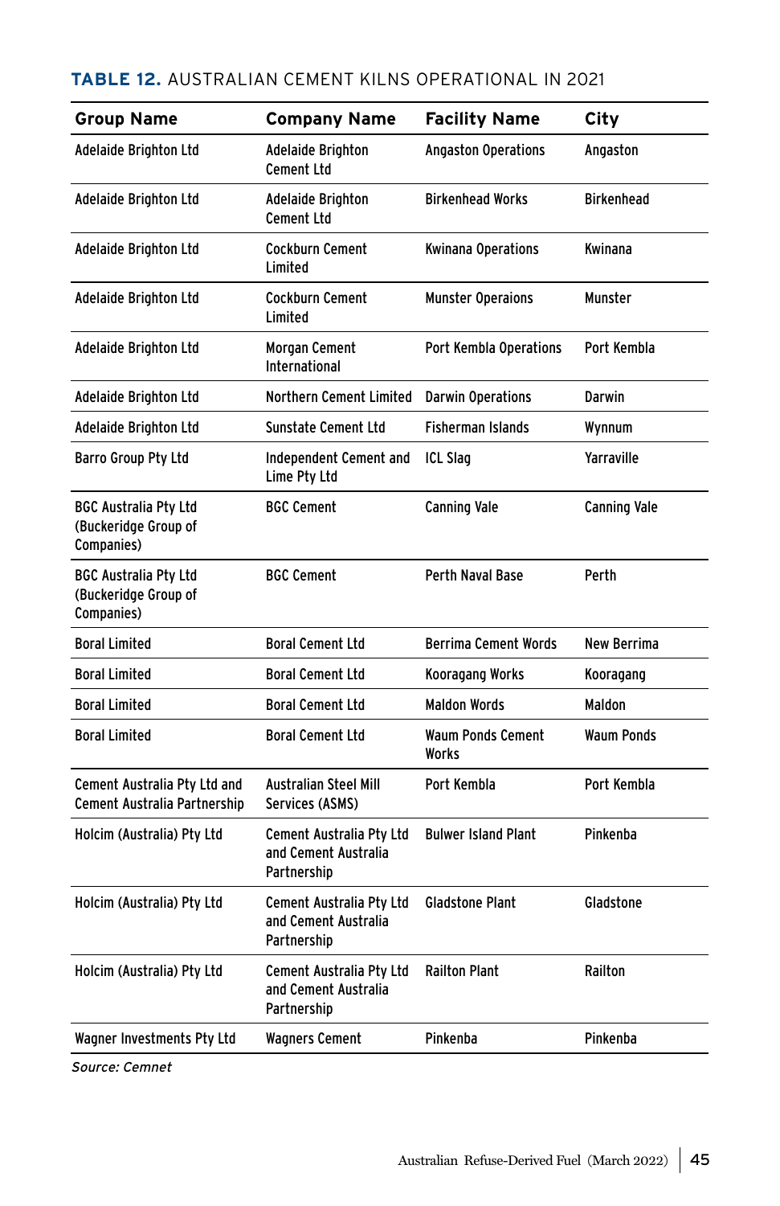**TABLE 12.** AUSTRALIAN CEMENT KILNS OPERATIONAL IN 2021

| Group Name | Company Name | Facility Name | City |
|---|---|---|---|
| Adelaide Brighton Ltd | Adelaide Brighton Cement Ltd | Angaston Operations | Angaston |
| Adelaide Brighton Ltd | Adelaide Brighton Cement Ltd | Birkenhead Works | Birkenhead |
| Adelaide Brighton Ltd | Cockburn Cement Limited | Kwinana Operations | Kwinana |
| Adelaide Brighton Ltd | Cockburn Cement Limited | Munster Operaions | Munster |
| Adelaide Brighton Ltd | Morgan Cement International | Port Kembla Operations | Port Kembla |
| Adelaide Brighton Ltd | Northern Cement Limited | Darwin Operations | Darwin |
| Adelaide Brighton Ltd | Sunstate Cement Ltd | Fisherman Islands | Wynnum |
| Barro Group Pty Ltd | Independent Cement and Lime Pty Ltd | ICL Slag | Yarraville |
| BGC Australia Pty Ltd (Buckeridge Group of Companies) | BGC Cement | Canning Vale | Canning Vale |
| BGC Australia Pty Ltd (Buckeridge Group of Companies) | BGC Cement | Perth Naval Base | Perth |
| Boral Limited | Boral Cement Ltd | Berrima Cement Words | New Berrima |
| Boral Limited | Boral Cement Ltd | Kooragang Works | Kooragang |
| Boral Limited | Boral Cement Ltd | Maldon Words | Maldon |
| Boral Limited | Boral Cement Ltd | Waum Ponds Cement Works | Waum Ponds |
| Cement Australia Pty Ltd and Cement Australia Partnership | Australian Steel Mill Services (ASMS) | Port Kembla | Port Kembla |
| Holcim (Australia) Pty Ltd | Cement Australia Pty Ltd and Cement Australia Partnership | Bulwer Island Plant | Pinkenba |
| Holcim (Australia) Pty Ltd | Cement Australia Pty Ltd and Cement Australia Partnership | Gladstone Plant | Gladstone |
| Holcim (Australia) Pty Ltd | Cement Australia Pty Ltd and Cement Australia Partnership | Railton Plant | Railton |
| Wagner Investments Pty Ltd | Wagners Cement | Pinkenba | Pinkenba |

*Source: Cemnet*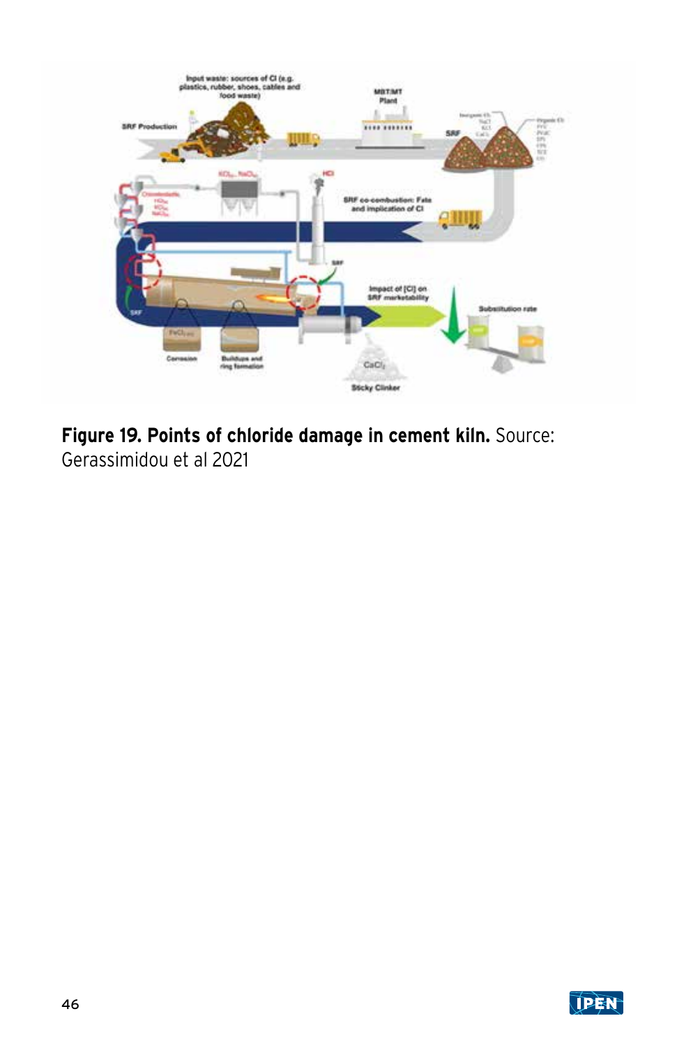**Figure 19. Points of chloride damage in cement kiln.** Source: Gerassimidou et al 2021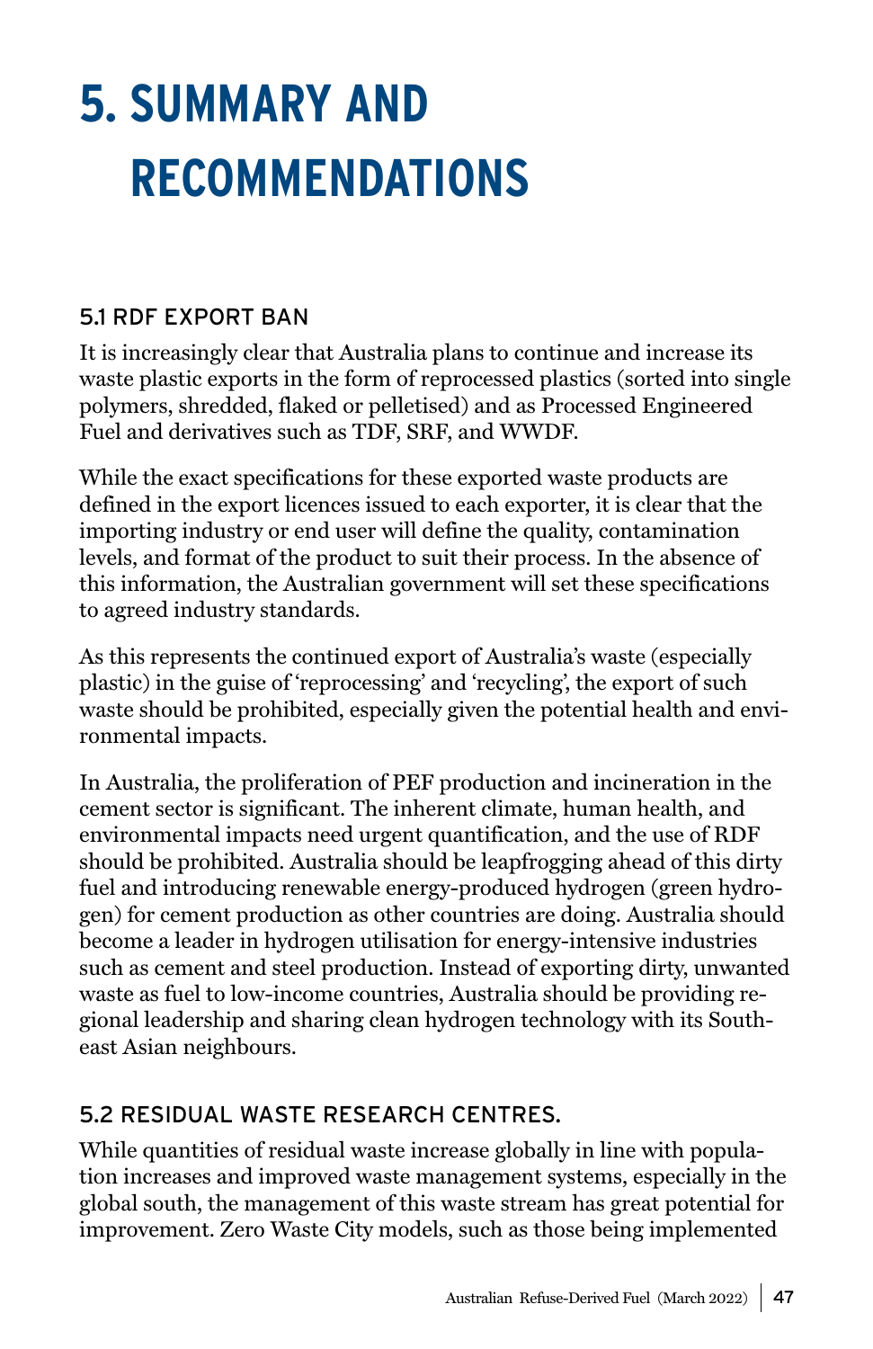# 5. SUMMARY AND RECOMMENDATIONS

## 5.1 RDF EXPORT BAN

It is increasingly clear that Australia plans to continue and increase its waste plastic exports in the form of reprocessed plastics (sorted into single polymers, shredded, flaked or pelletised) and as Processed Engineered Fuel and derivatives such as TDF, SRF, and WWDF.

While the exact specifications for these exported waste products are defined in the export licences issued to each exporter, it is clear that the importing industry or end user will define the quality, contamination levels, and format of the product to suit their process. In the absence of this information, the Australian government will set these specifications to agreed industry standards.

As this represents the continued export of Australia's waste (especially plastic) in the guise of 'reprocessing' and 'recycling', the export of such waste should be prohibited, especially given the potential health and environmental impacts.

In Australia, the proliferation of PEF production and incineration in the cement sector is significant. The inherent climate, human health, and environmental impacts need urgent quantification, and the use of RDF should be prohibited. Australia should be leapfrogging ahead of this dirty fuel and introducing renewable energy-produced hydrogen (green hydrogen) for cement production as other countries are doing. Australia should become a leader in hydrogen utilisation for energy-intensive industries such as cement and steel production. Instead of exporting dirty, unwanted waste as fuel to low-income countries, Australia should be providing regional leadership and sharing clean hydrogen technology with its Southeast Asian neighbours.

## 5.2 RESIDUAL WASTE RESEARCH CENTRES.

While quantities of residual waste increase globally in line with population increases and improved waste management systems, especially in the global south, the management of this waste stream has great potential for improvement. Zero Waste City models, such as those being implemented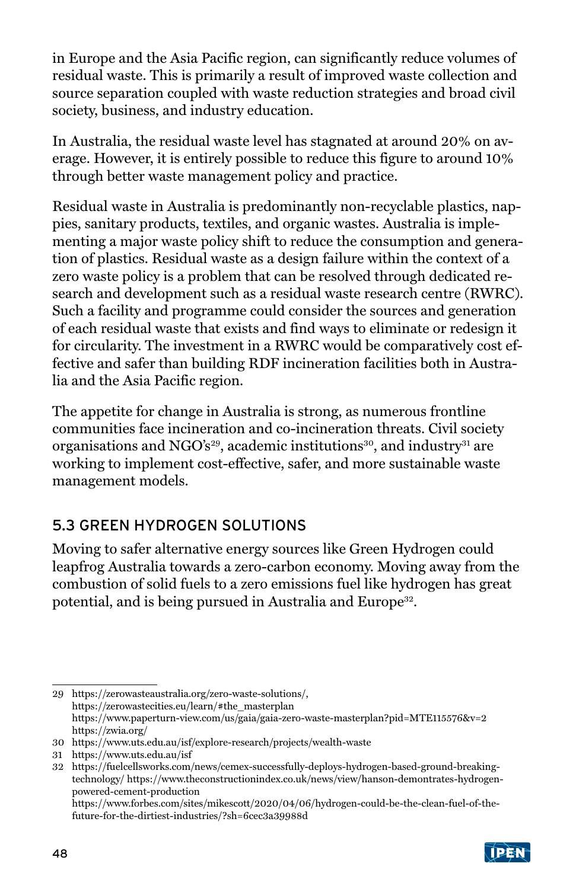in Europe and the Asia Pacific region, can significantly reduce volumes of residual waste. This is primarily a result of improved waste collection and source separation coupled with waste reduction strategies and broad civil society, business, and industry education.

In Australia, the residual waste level has stagnated at around 20% on average. However, it is entirely possible to reduce this figure to around 10% through better waste management policy and practice.

Residual waste in Australia is predominantly non-recyclable plastics, nappies, sanitary products, textiles, and organic wastes. Australia is implementing a major waste policy shift to reduce the consumption and generation of plastics. Residual waste as a design failure within the context of a zero waste policy is a problem that can be resolved through dedicated research and development such as a residual waste research centre (RWRC). Such a facility and programme could consider the sources and generation of each residual waste that exists and find ways to eliminate or redesign it for circularity. The investment in a RWRC would be comparatively cost effective and safer than building RDF incineration facilities both in Australia and the Asia Pacific region.

The appetite for change in Australia is strong, as numerous frontline communities face incineration and co-incineration threats. Civil society organisations and NGO's[29], academic institutions[30], and industry[31] are working to implement cost-effective, safer, and more sustainable waste management models.

## 5.3 GREEN HYDROGEN SOLUTIONS

Moving to safer alternative energy sources like Green Hydrogen could leapfrog Australia towards a zero-carbon economy. Moving away from the combustion of solid fuels to a zero emissions fuel like hydrogen has great potential, and is being pursued in Australia and Europe[32].

---

29 https://zerowasteaustralia.org/zero-waste-solutions/, https://zerowastecities.eu/learn/#the_masterplan https://www.paperturn-view.com/us/gaia/gaia-zero-waste-masterplan?pid=MTE115576&v=2 https://zwia.org/

30 https://www.uts.edu.au/isf/explore-research/projects/wealth-waste

31 https://www.uts.edu.au/isf

32 https://fuelcellsworks.com/news/cemex-successfully-deploys-hydrogen-based-ground-breaking-technology/ https://www.theconstructionindex.co.uk/news/view/hanson-demontrates-hydrogen-powered-cement-production https://www.forbes.com/sites/mikescott/2020/04/06/hydrogen-could-be-the-clean-fuel-of-the-future-for-the-dirtiest-industries/?sh=6cec3a39988d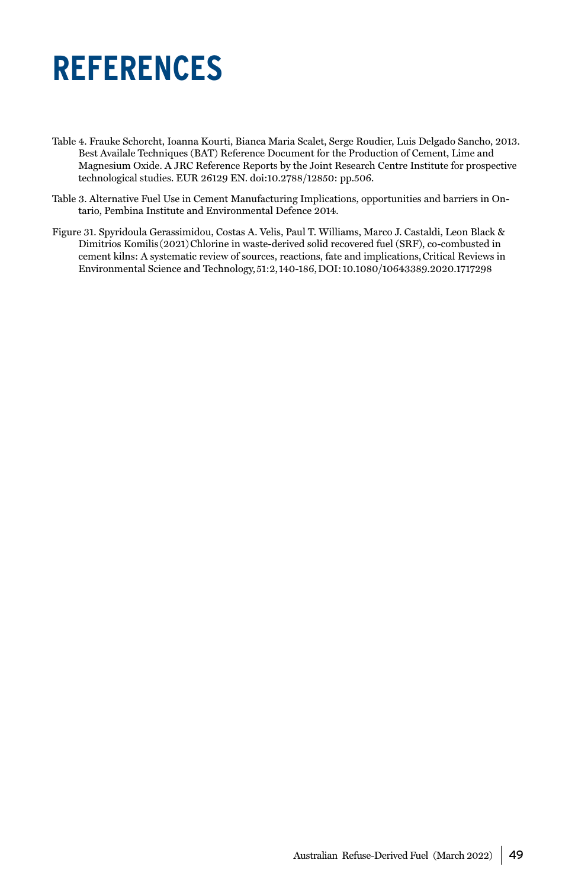# REFERENCES

Table 4. Frauke Schorcht, Ioanna Kourti, Bianca Maria Scalet, Serge Roudier, Luis Delgado Sancho, 2013. Best Availale Techniques (BAT) Reference Document for the Production of Cement, Lime and Magnesium Oxide. A JRC Reference Reports by the Joint Research Centre Institute for prospective technological studies. EUR 26129 EN. doi:10.2788/12850: pp.506.

Table 3. Alternative Fuel Use in Cement Manufacturing Implications, opportunities and barriers in Ontario, Pembina Institute and Environmental Defence 2014.

Figure 31. Spyridoula Gerassimidou, Costas A. Velis, Paul T. Williams, Marco J. Castaldi, Leon Black & Dimitrios Komilis (2021) Chlorine in waste-derived solid recovered fuel (SRF), co-combusted in cement kilns: A systematic review of sources, reactions, fate and implications, Critical Reviews in Environmental Science and Technology, 51:2, 140-186, DOI: 10.1080/10643389.2020.1717298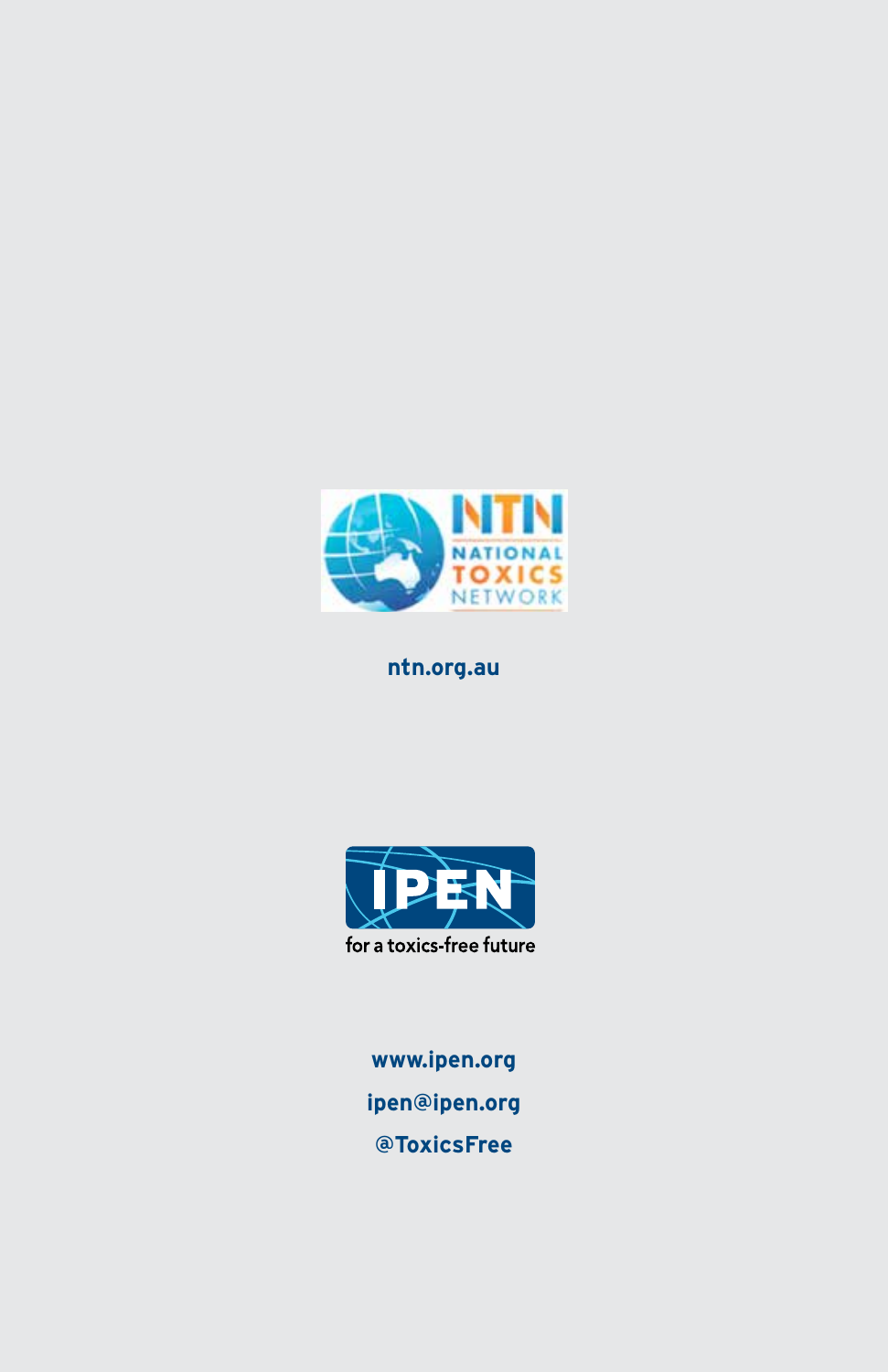NTN NATIONAL TOXICS NETWORK

ntn.org.au

IPEN

for a toxics-free future

www.ipen.org

ipen@ipen.org

@ToxicsFree